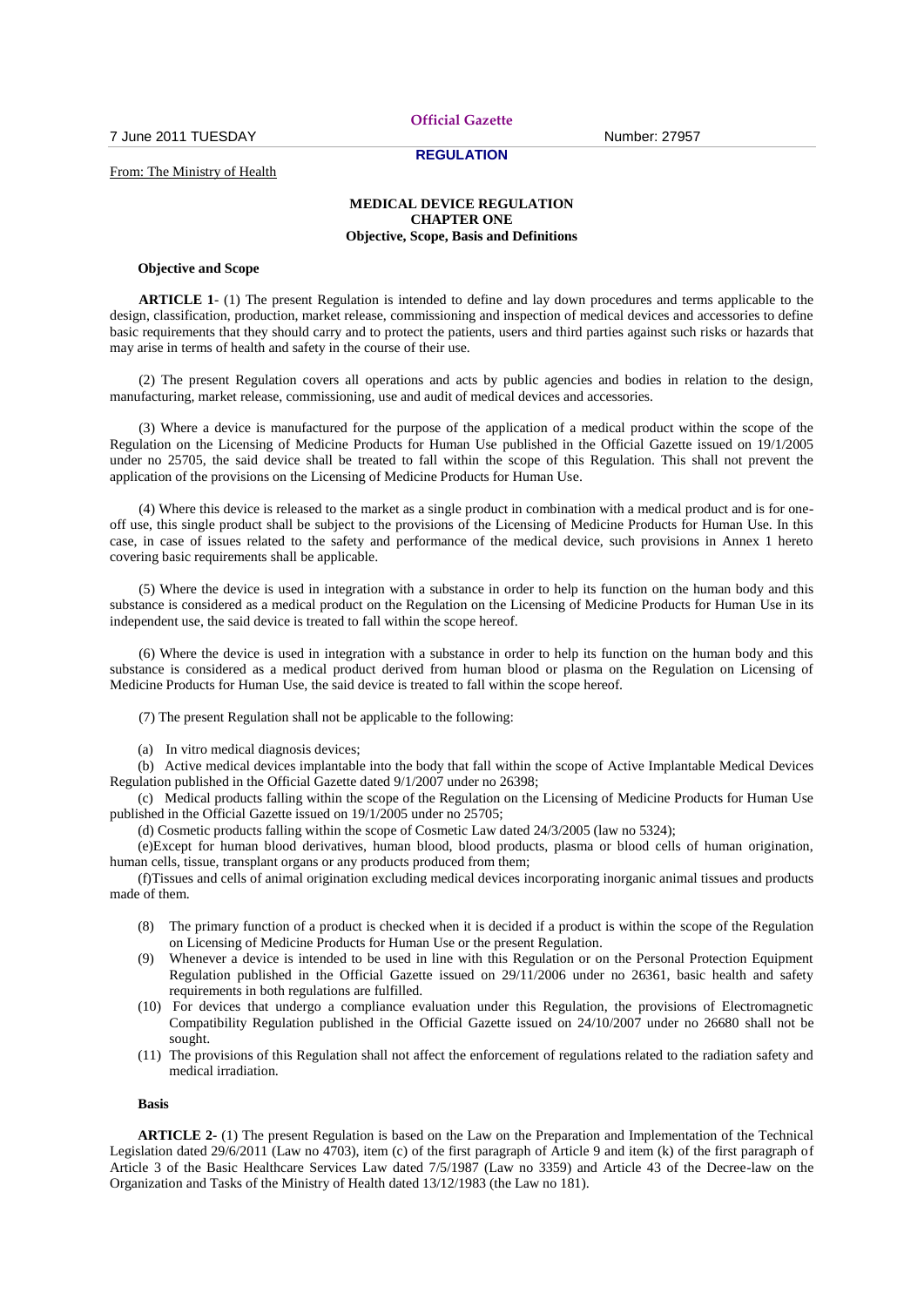**Official Gazette**

7 June 2011 TUESDAY Number: 27957

**REGULATION**

From: The Ministry of Health

# MEDICAL DEVICE REGULATION
## CHAPTER ONE
## Objective, Scope, Basis and Definitions

### Objective and Scope

**ARTICLE 1-** (1) The present Regulation is intended to define and lay down procedures and terms applicable to the design, classification, production, market release, commissioning and inspection of medical devices and accessories to define basic requirements that they should carry and to protect the patients, users and third parties against such risks or hazards that may arise in terms of health and safety in the course of their use.

(2) The present Regulation covers all operations and acts by public agencies and bodies in relation to the design, manufacturing, market release, commissioning, use and audit of medical devices and accessories.

(3) Where a device is manufactured for the purpose of the application of a medical product within the scope of the Regulation on the Licensing of Medicine Products for Human Use published in the Official Gazette issued on 19/1/2005 under no 25705, the said device shall be treated to fall within the scope of this Regulation. This shall not prevent the application of the provisions on the Licensing of Medicine Products for Human Use.

(4) Where this device is released to the market as a single product in combination with a medical product and is for one-off use, this single product shall be subject to the provisions of the Licensing of Medicine Products for Human Use. In this case, in case of issues related to the safety and performance of the medical device, such provisions in Annex 1 hereto covering basic requirements shall be applicable.

(5) Where the device is used in integration with a substance in order to help its function on the human body and this substance is considered as a medical product on the Regulation on the Licensing of Medicine Products for Human Use in its independent use, the said device is treated to fall within the scope hereof.

(6) Where the device is used in integration with a substance in order to help its function on the human body and this substance is considered as a medical product derived from human blood or plasma on the Regulation on Licensing of Medicine Products for Human Use, the said device is treated to fall within the scope hereof.

(7) The present Regulation shall not be applicable to the following:

(a) In vitro medical diagnosis devices;

(b) Active medical devices implantable into the body that fall within the scope of Active Implantable Medical Devices Regulation published in the Official Gazette dated 9/1/2007 under no 26398;

(c) Medical products falling within the scope of the Regulation on the Licensing of Medicine Products for Human Use published in the Official Gazette issued on 19/1/2005 under no 25705;

(d) Cosmetic products falling within the scope of Cosmetic Law dated 24/3/2005 (law no 5324);

(e)Except for human blood derivatives, human blood, blood products, plasma or blood cells of human origination, human cells, tissue, transplant organs or any products produced from them;

(f)Tissues and cells of animal origination excluding medical devices incorporating inorganic animal tissues and products made of them.

(8) The primary function of a product is checked when it is decided if a product is within the scope of the Regulation on Licensing of Medicine Products for Human Use or the present Regulation.

(9) Whenever a device is intended to be used in line with this Regulation or on the Personal Protection Equipment Regulation published in the Official Gazette issued on 29/11/2006 under no 26361, basic health and safety requirements in both regulations are fulfilled.

(10) For devices that undergo a compliance evaluation under this Regulation, the provisions of Electromagnetic Compatibility Regulation published in the Official Gazette issued on 24/10/2007 under no 26680 shall not be sought.

(11) The provisions of this Regulation shall not affect the enforcement of regulations related to the radiation safety and medical irradiation.

### Basis

**ARTICLE 2-** (1) The present Regulation is based on the Law on the Preparation and Implementation of the Technical Legislation dated 29/6/2011 (Law no 4703), item (c) of the first paragraph of Article 9 and item (k) of the first paragraph of Article 3 of the Basic Healthcare Services Law dated 7/5/1987 (Law no 3359) and Article 43 of the Decree-law on the Organization and Tasks of the Ministry of Health dated 13/12/1983 (the Law no 181).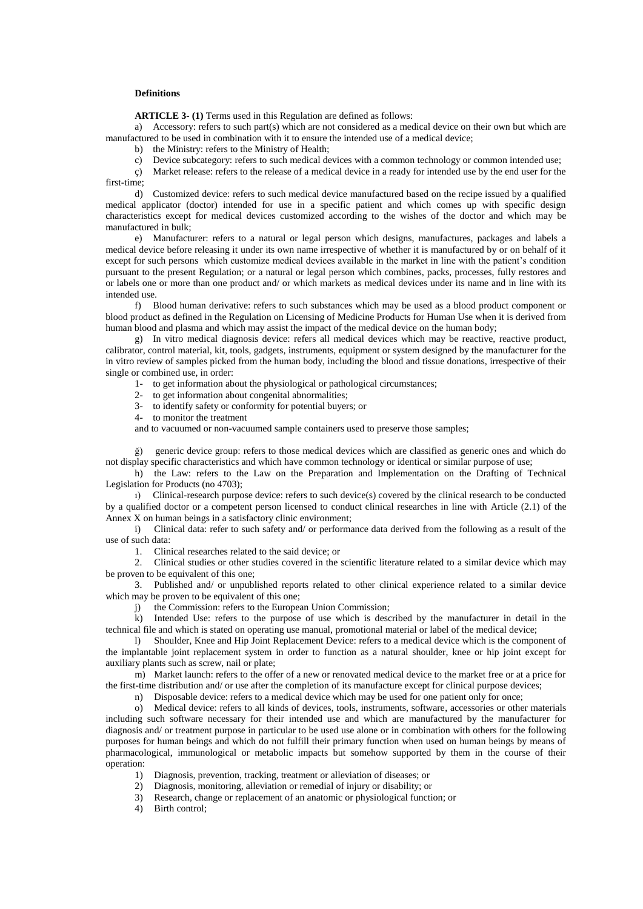**Definitions**

**ARTICLE 3- (1)** Terms used in this Regulation are defined as follows:

a) Accessory: refers to such part(s) which are not considered as a medical device on their own but which are manufactured to be used in combination with it to ensure the intended use of a medical device;

b) the Ministry: refers to the Ministry of Health;

c) Device subcategory: refers to such medical devices with a common technology or common intended use;

ç) Market release: refers to the release of a medical device in a ready for intended use by the end user for the first-time;

d) Customized device: refers to such medical device manufactured based on the recipe issued by a qualified medical applicator (doctor) intended for use in a specific patient and which comes up with specific design characteristics except for medical devices customized according to the wishes of the doctor and which may be manufactured in bulk;

e) Manufacturer: refers to a natural or legal person which designs, manufactures, packages and labels a medical device before releasing it under its own name irrespective of whether it is manufactured by or on behalf of it except for such persons which customize medical devices available in the market in line with the patient's condition pursuant to the present Regulation; or a natural or legal person which combines, packs, processes, fully restores and or labels one or more than one product and/ or which markets as medical devices under its name and in line with its intended use.

f) Blood human derivative: refers to such substances which may be used as a blood product component or blood product as defined in the Regulation on Licensing of Medicine Products for Human Use when it is derived from human blood and plasma and which may assist the impact of the medical device on the human body;

g) In vitro medical diagnosis device: refers all medical devices which may be reactive, reactive product, calibrator, control material, kit, tools, gadgets, instruments, equipment or system designed by the manufacturer for the in vitro review of samples picked from the human body, including the blood and tissue donations, irrespective of their single or combined use, in order:

1- to get information about the physiological or pathological circumstances;

2- to get information about congenital abnormalities;

3- to identify safety or conformity for potential buyers; or

4- to monitor the treatment

and to vacuumed or non-vacuumed sample containers used to preserve those samples;

ğ) generic device group: refers to those medical devices which are classified as generic ones and which do not display specific characteristics and which have common technology or identical or similar purpose of use;

h) the Law: refers to the Law on the Preparation and Implementation on the Drafting of Technical Legislation for Products (no 4703);

ı) Clinical-research purpose device: refers to such device(s) covered by the clinical research to be conducted by a qualified doctor or a competent person licensed to conduct clinical researches in line with Article (2.1) of the Annex X on human beings in a satisfactory clinic environment;

i) Clinical data: refer to such safety and/ or performance data derived from the following as a result of the use of such data:

1. Clinical researches related to the said device; or

2. Clinical studies or other studies covered in the scientific literature related to a similar device which may be proven to be equivalent of this one;

3. Published and/ or unpublished reports related to other clinical experience related to a similar device which may be proven to be equivalent of this one;

j) the Commission: refers to the European Union Commission;

k) Intended Use: refers to the purpose of use which is described by the manufacturer in detail in the technical file and which is stated on operating use manual, promotional material or label of the medical device;

l) Shoulder, Knee and Hip Joint Replacement Device: refers to a medical device which is the component of the implantable joint replacement system in order to function as a natural shoulder, knee or hip joint except for auxiliary plants such as screw, nail or plate;

m) Market launch: refers to the offer of a new or renovated medical device to the market free or at a price for the first-time distribution and/ or use after the completion of its manufacture except for clinical purpose devices;

n) Disposable device: refers to a medical device which may be used for one patient only for once;

o) Medical device: refers to all kinds of devices, tools, instruments, software, accessories or other materials including such software necessary for their intended use and which are manufactured by the manufacturer for diagnosis and/ or treatment purpose in particular to be used use alone or in combination with others for the following purposes for human beings and which do not fulfill their primary function when used on human beings by means of pharmacological, immunological or metabolic impacts but somehow supported by them in the course of their operation:

1) Diagnosis, prevention, tracking, treatment or alleviation of diseases; or

2) Diagnosis, monitoring, alleviation or remedial of injury or disability; or

3) Research, change or replacement of an anatomic or physiological function; or

4) Birth control;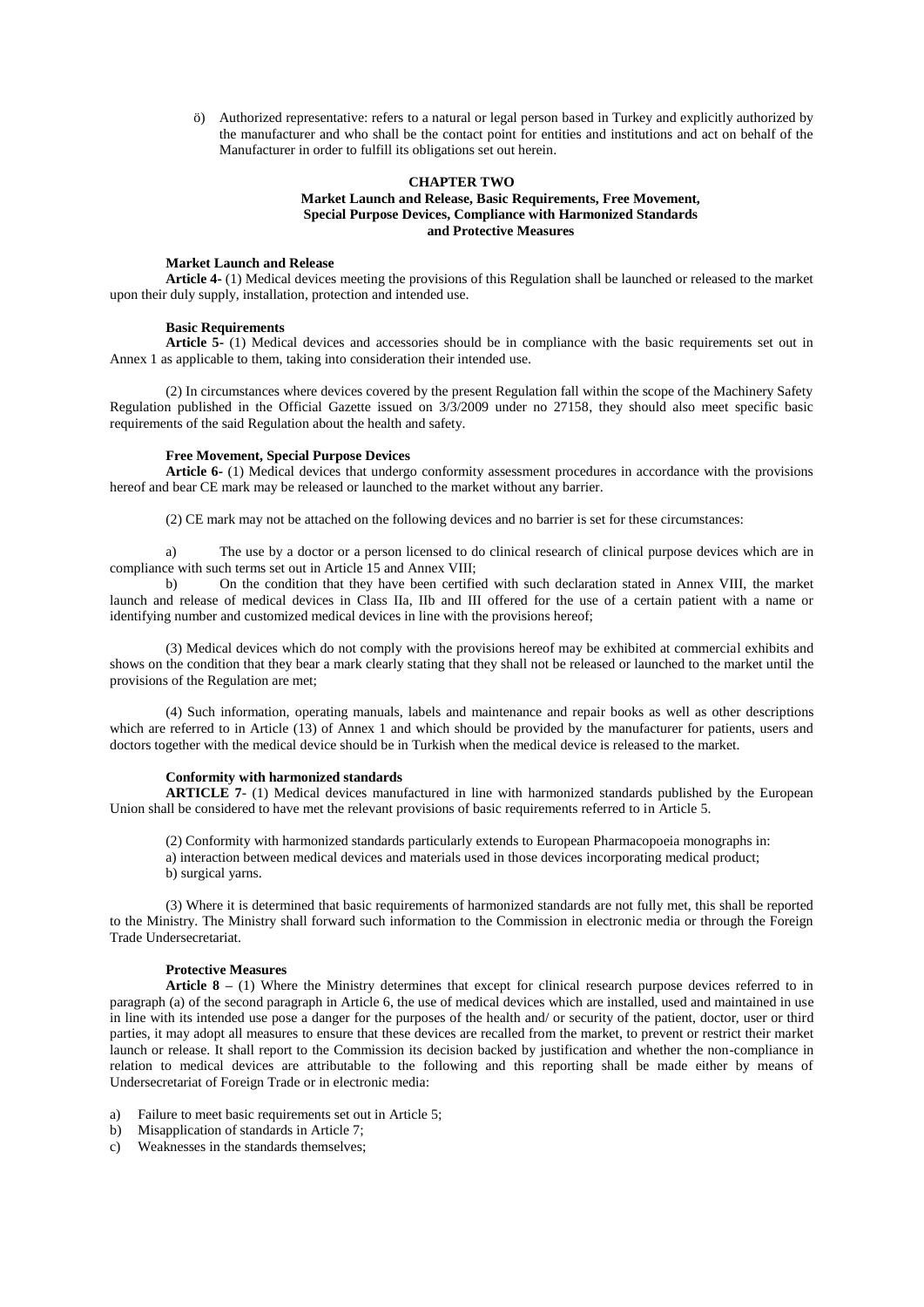ö) Authorized representative: refers to a natural or legal person based in Turkey and explicitly authorized by the manufacturer and who shall be the contact point for entities and institutions and act on behalf of the Manufacturer in order to fulfill its obligations set out herein.

## CHAPTER TWO
### Market Launch and Release, Basic Requirements, Free Movement, Special Purpose Devices, Compliance with Harmonized Standards and Protective Measures

**Market Launch and Release**

**Article 4-** (1) Medical devices meeting the provisions of this Regulation shall be launched or released to the market upon their duly supply, installation, protection and intended use.

**Basic Requirements**

**Article 5-** (1) Medical devices and accessories should be in compliance with the basic requirements set out in Annex 1 as applicable to them, taking into consideration their intended use.

(2) In circumstances where devices covered by the present Regulation fall within the scope of the Machinery Safety Regulation published in the Official Gazette issued on 3/3/2009 under no 27158, they should also meet specific basic requirements of the said Regulation about the health and safety.

**Free Movement, Special Purpose Devices**

**Article 6-** (1) Medical devices that undergo conformity assessment procedures in accordance with the provisions hereof and bear CE mark may be released or launched to the market without any barrier.

(2) CE mark may not be attached on the following devices and no barrier is set for these circumstances:

a) The use by a doctor or a person licensed to do clinical research of clinical purpose devices which are in compliance with such terms set out in Article 15 and Annex VIII;

b) On the condition that they have been certified with such declaration stated in Annex VIII, the market launch and release of medical devices in Class IIa, IIb and III offered for the use of a certain patient with a name or identifying number and customized medical devices in line with the provisions hereof;

(3) Medical devices which do not comply with the provisions hereof may be exhibited at commercial exhibits and shows on the condition that they bear a mark clearly stating that they shall not be released or launched to the market until the provisions of the Regulation are met;

(4) Such information, operating manuals, labels and maintenance and repair books as well as other descriptions which are referred to in Article (13) of Annex 1 and which should be provided by the manufacturer for patients, users and doctors together with the medical device should be in Turkish when the medical device is released to the market.

**Conformity with harmonized standards**

**ARTICLE 7-** (1) Medical devices manufactured in line with harmonized standards published by the European Union shall be considered to have met the relevant provisions of basic requirements referred to in Article 5.

(2) Conformity with harmonized standards particularly extends to European Pharmacopoeia monographs in:
a) interaction between medical devices and materials used in those devices incorporating medical product;
b) surgical yarns.

(3) Where it is determined that basic requirements of harmonized standards are not fully met, this shall be reported to the Ministry. The Ministry shall forward such information to the Commission in electronic media or through the Foreign Trade Undersecretariat.

**Protective Measures**

**Article 8 –** (1) Where the Ministry determines that except for clinical research purpose devices referred to in paragraph (a) of the second paragraph in Article 6, the use of medical devices which are installed, used and maintained in use in line with its intended use pose a danger for the purposes of the health and/ or security of the patient, doctor, user or third parties, it may adopt all measures to ensure that these devices are recalled from the market, to prevent or restrict their market launch or release. It shall report to the Commission its decision backed by justification and whether the non-compliance in relation to medical devices are attributable to the following and this reporting shall be made either by means of Undersecretariat of Foreign Trade or in electronic media:

a) Failure to meet basic requirements set out in Article 5;
b) Misapplication of standards in Article 7;
c) Weaknesses in the standards themselves;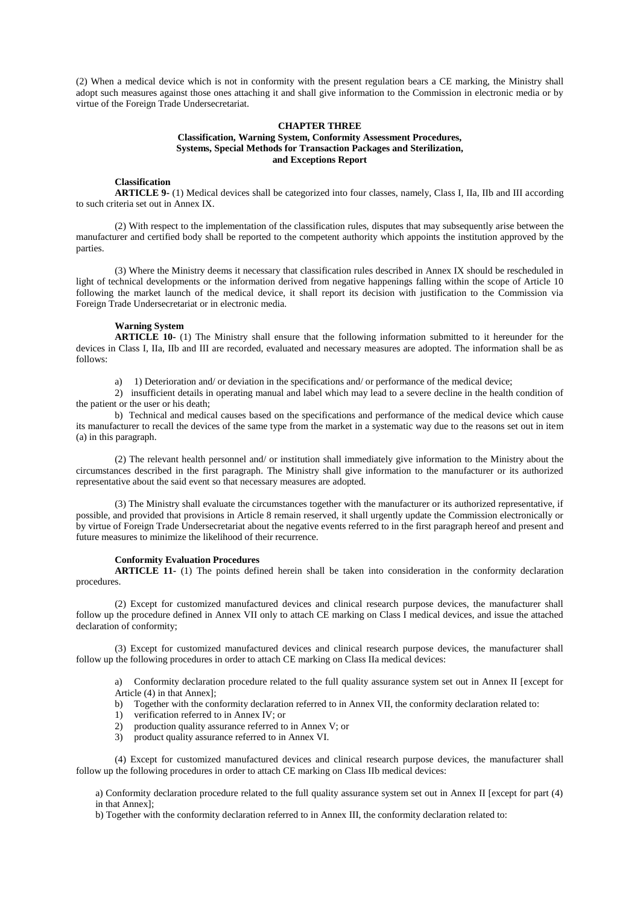(2) When a medical device which is not in conformity with the present regulation bears a CE marking, the Ministry shall adopt such measures against those ones attaching it and shall give information to the Commission in electronic media or by virtue of the Foreign Trade Undersecretariat.

## CHAPTER THREE

### Classification, Warning System, Conformity Assessment Procedures, Systems, Special Methods for Transaction Packages and Sterilization, and Exceptions Report

**Classification**

**ARTICLE 9-** (1) Medical devices shall be categorized into four classes, namely, Class I, IIa, IIb and III according to such criteria set out in Annex IX.

(2) With respect to the implementation of the classification rules, disputes that may subsequently arise between the manufacturer and certified body shall be reported to the competent authority which appoints the institution approved by the parties.

(3) Where the Ministry deems it necessary that classification rules described in Annex IX should be rescheduled in light of technical developments or the information derived from negative happenings falling within the scope of Article 10 following the market launch of the medical device, it shall report its decision with justification to the Commission via Foreign Trade Undersecretariat or in electronic media.

**Warning System**

**ARTICLE 10-** (1) The Ministry shall ensure that the following information submitted to it hereunder for the devices in Class I, IIa, IIb and III are recorded, evaluated and necessary measures are adopted. The information shall be as follows:

a) 1) Deterioration and/ or deviation in the specifications and/ or performance of the medical device;

2) insufficient details in operating manual and label which may lead to a severe decline in the health condition of the patient or the user or his death;

b) Technical and medical causes based on the specifications and performance of the medical device which cause its manufacturer to recall the devices of the same type from the market in a systematic way due to the reasons set out in item (a) in this paragraph.

(2) The relevant health personnel and/ or institution shall immediately give information to the Ministry about the circumstances described in the first paragraph. The Ministry shall give information to the manufacturer or its authorized representative about the said event so that necessary measures are adopted.

(3) The Ministry shall evaluate the circumstances together with the manufacturer or its authorized representative, if possible, and provided that provisions in Article 8 remain reserved, it shall urgently update the Commission electronically or by virtue of Foreign Trade Undersecretariat about the negative events referred to in the first paragraph hereof and present and future measures to minimize the likelihood of their recurrence.

**Conformity Evaluation Procedures**

**ARTICLE 11-** (1) The points defined herein shall be taken into consideration in the conformity declaration procedures.

(2) Except for customized manufactured devices and clinical research purpose devices, the manufacturer shall follow up the procedure defined in Annex VII only to attach CE marking on Class I medical devices, and issue the attached declaration of conformity;

(3) Except for customized manufactured devices and clinical research purpose devices, the manufacturer shall follow up the following procedures in order to attach CE marking on Class IIa medical devices:

a) Conformity declaration procedure related to the full quality assurance system set out in Annex II [except for Article (4) in that Annex];

b) Together with the conformity declaration referred to in Annex VII, the conformity declaration related to:

1) verification referred to in Annex IV; or

2) production quality assurance referred to in Annex V; or

3) product quality assurance referred to in Annex VI.

(4) Except for customized manufactured devices and clinical research purpose devices, the manufacturer shall follow up the following procedures in order to attach CE marking on Class IIb medical devices:

a) Conformity declaration procedure related to the full quality assurance system set out in Annex II [except for part (4) in that Annex];

b) Together with the conformity declaration referred to in Annex III, the conformity declaration related to: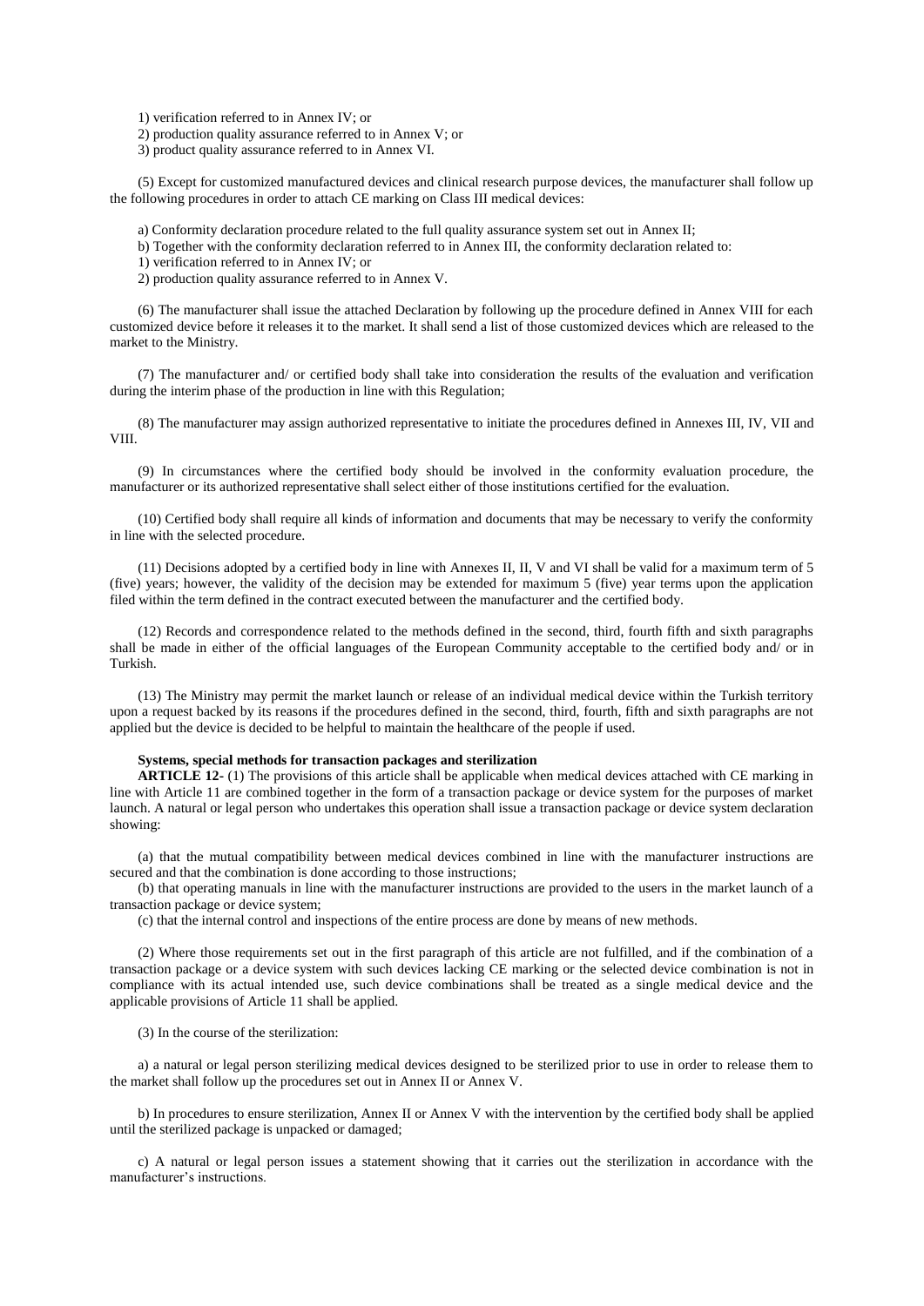1) verification referred to in Annex IV; or

2) production quality assurance referred to in Annex V; or

3) product quality assurance referred to in Annex VI.

(5) Except for customized manufactured devices and clinical research purpose devices, the manufacturer shall follow up the following procedures in order to attach CE marking on Class III medical devices:

a) Conformity declaration procedure related to the full quality assurance system set out in Annex II;

b) Together with the conformity declaration referred to in Annex III, the conformity declaration related to:

1) verification referred to in Annex IV; or

2) production quality assurance referred to in Annex V.

(6) The manufacturer shall issue the attached Declaration by following up the procedure defined in Annex VIII for each customized device before it releases it to the market. It shall send a list of those customized devices which are released to the market to the Ministry.

(7) The manufacturer and/ or certified body shall take into consideration the results of the evaluation and verification during the interim phase of the production in line with this Regulation;

(8) The manufacturer may assign authorized representative to initiate the procedures defined in Annexes III, IV, VII and VIII.

(9) In circumstances where the certified body should be involved in the conformity evaluation procedure, the manufacturer or its authorized representative shall select either of those institutions certified for the evaluation.

(10) Certified body shall require all kinds of information and documents that may be necessary to verify the conformity in line with the selected procedure.

(11) Decisions adopted by a certified body in line with Annexes II, II, V and VI shall be valid for a maximum term of 5 (five) years; however, the validity of the decision may be extended for maximum 5 (five) year terms upon the application filed within the term defined in the contract executed between the manufacturer and the certified body.

(12) Records and correspondence related to the methods defined in the second, third, fourth fifth and sixth paragraphs shall be made in either of the official languages of the European Community acceptable to the certified body and/ or in Turkish.

(13) The Ministry may permit the market launch or release of an individual medical device within the Turkish territory upon a request backed by its reasons if the procedures defined in the second, third, fourth, fifth and sixth paragraphs are not applied but the device is decided to be helpful to maintain the healthcare of the people if used.

**Systems, special methods for transaction packages and sterilization**

**ARTICLE 12-** (1) The provisions of this article shall be applicable when medical devices attached with CE marking in line with Article 11 are combined together in the form of a transaction package or device system for the purposes of market launch. A natural or legal person who undertakes this operation shall issue a transaction package or device system declaration showing:

(a) that the mutual compatibility between medical devices combined in line with the manufacturer instructions are secured and that the combination is done according to those instructions;

(b) that operating manuals in line with the manufacturer instructions are provided to the users in the market launch of a transaction package or device system;

(c) that the internal control and inspections of the entire process are done by means of new methods.

(2) Where those requirements set out in the first paragraph of this article are not fulfilled, and if the combination of a transaction package or a device system with such devices lacking CE marking or the selected device combination is not in compliance with its actual intended use, such device combinations shall be treated as a single medical device and the applicable provisions of Article 11 shall be applied.

(3) In the course of the sterilization:

a) a natural or legal person sterilizing medical devices designed to be sterilized prior to use in order to release them to the market shall follow up the procedures set out in Annex II or Annex V.

b) In procedures to ensure sterilization, Annex II or Annex V with the intervention by the certified body shall be applied until the sterilized package is unpacked or damaged;

c) A natural or legal person issues a statement showing that it carries out the sterilization in accordance with the manufacturer's instructions.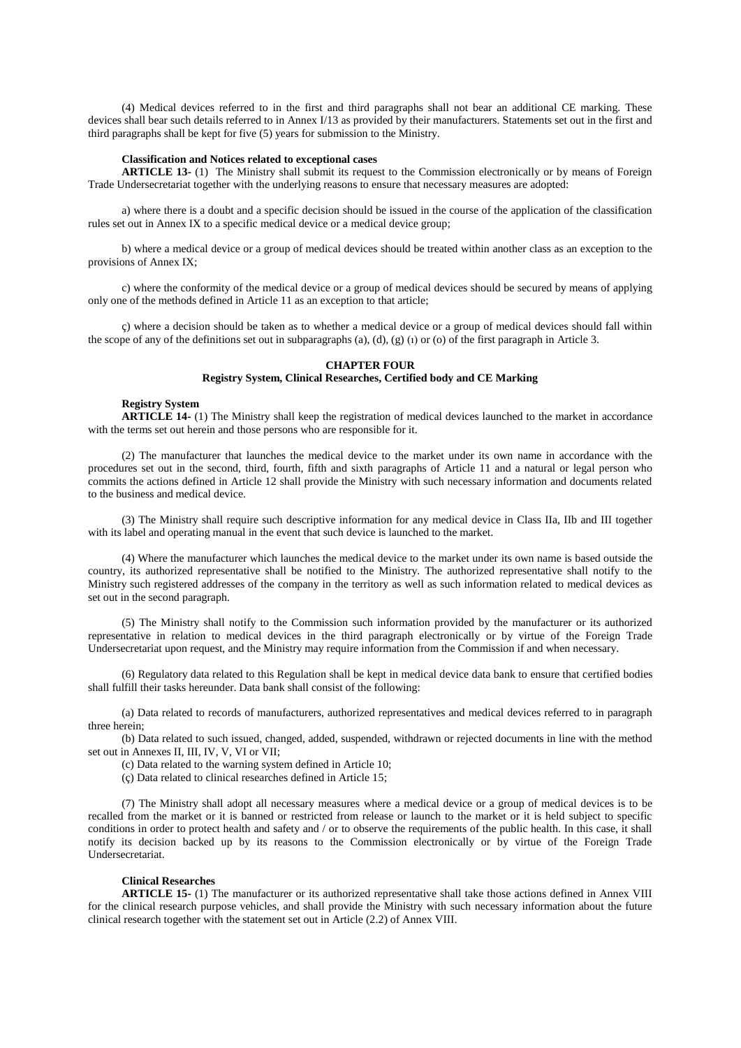(4) Medical devices referred to in the first and third paragraphs shall not bear an additional CE marking. These devices shall bear such details referred to in Annex I/13 as provided by their manufacturers. Statements set out in the first and third paragraphs shall be kept for five (5) years for submission to the Ministry.

**Classification and Notices related to exceptional cases**

**ARTICLE 13-** (1) The Ministry shall submit its request to the Commission electronically or by means of Foreign Trade Undersecretariat together with the underlying reasons to ensure that necessary measures are adopted:

a) where there is a doubt and a specific decision should be issued in the course of the application of the classification rules set out in Annex IX to a specific medical device or a medical device group;

b) where a medical device or a group of medical devices should be treated within another class as an exception to the provisions of Annex IX;

c) where the conformity of the medical device or a group of medical devices should be secured by means of applying only one of the methods defined in Article 11 as an exception to that article;

ç) where a decision should be taken as to whether a medical device or a group of medical devices should fall within the scope of any of the definitions set out in subparagraphs (a), (d), (g) (ı) or (o) of the first paragraph in Article 3.

## CHAPTER FOUR
## Registry System, Clinical Researches, Certified body and CE Marking

**Registry System**

**ARTICLE 14-** (1) The Ministry shall keep the registration of medical devices launched to the market in accordance with the terms set out herein and those persons who are responsible for it.

(2) The manufacturer that launches the medical device to the market under its own name in accordance with the procedures set out in the second, third, fourth, fifth and sixth paragraphs of Article 11 and a natural or legal person who commits the actions defined in Article 12 shall provide the Ministry with such necessary information and documents related to the business and medical device.

(3) The Ministry shall require such descriptive information for any medical device in Class IIa, IIb and III together with its label and operating manual in the event that such device is launched to the market.

(4) Where the manufacturer which launches the medical device to the market under its own name is based outside the country, its authorized representative shall be notified to the Ministry. The authorized representative shall notify to the Ministry such registered addresses of the company in the territory as well as such information related to medical devices as set out in the second paragraph.

(5) The Ministry shall notify to the Commission such information provided by the manufacturer or its authorized representative in relation to medical devices in the third paragraph electronically or by virtue of the Foreign Trade Undersecretariat upon request, and the Ministry may require information from the Commission if and when necessary.

(6) Regulatory data related to this Regulation shall be kept in medical device data bank to ensure that certified bodies shall fulfill their tasks hereunder. Data bank shall consist of the following:

(a) Data related to records of manufacturers, authorized representatives and medical devices referred to in paragraph three herein;

(b) Data related to such issued, changed, added, suspended, withdrawn or rejected documents in line with the method set out in Annexes II, III, IV, V, VI or VII;

(c) Data related to the warning system defined in Article 10;

(ç) Data related to clinical researches defined in Article 15;

(7) The Ministry shall adopt all necessary measures where a medical device or a group of medical devices is to be recalled from the market or it is banned or restricted from release or launch to the market or it is held subject to specific conditions in order to protect health and safety and / or to observe the requirements of the public health. In this case, it shall notify its decision backed up by its reasons to the Commission electronically or by virtue of the Foreign Trade Undersecretariat.

**Clinical Researches**

**ARTICLE 15-** (1) The manufacturer or its authorized representative shall take those actions defined in Annex VIII for the clinical research purpose vehicles, and shall provide the Ministry with such necessary information about the future clinical research together with the statement set out in Article (2.2) of Annex VIII.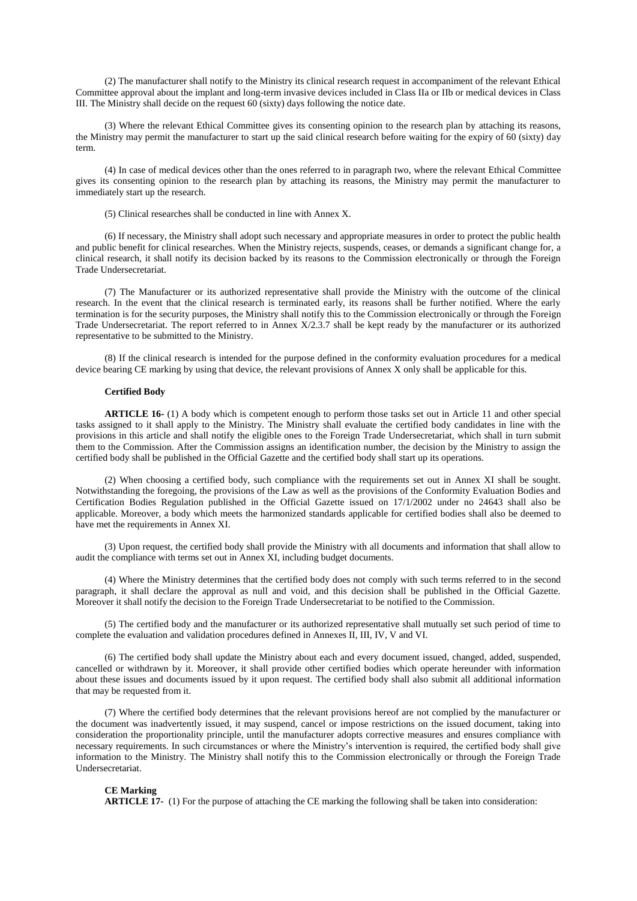(2) The manufacturer shall notify to the Ministry its clinical research request in accompaniment of the relevant Ethical Committee approval about the implant and long-term invasive devices included in Class IIa or IIb or medical devices in Class III. The Ministry shall decide on the request 60 (sixty) days following the notice date.

(3) Where the relevant Ethical Committee gives its consenting opinion to the research plan by attaching its reasons, the Ministry may permit the manufacturer to start up the said clinical research before waiting for the expiry of 60 (sixty) day term.

(4) In case of medical devices other than the ones referred to in paragraph two, where the relevant Ethical Committee gives its consenting opinion to the research plan by attaching its reasons, the Ministry may permit the manufacturer to immediately start up the research.

(5) Clinical researches shall be conducted in line with Annex X.

(6) If necessary, the Ministry shall adopt such necessary and appropriate measures in order to protect the public health and public benefit for clinical researches. When the Ministry rejects, suspends, ceases, or demands a significant change for, a clinical research, it shall notify its decision backed by its reasons to the Commission electronically or through the Foreign Trade Undersecretariat.

(7) The Manufacturer or its authorized representative shall provide the Ministry with the outcome of the clinical research. In the event that the clinical research is terminated early, its reasons shall be further notified. Where the early termination is for the security purposes, the Ministry shall notify this to the Commission electronically or through the Foreign Trade Undersecretariat. The report referred to in Annex X/2.3.7 shall be kept ready by the manufacturer or its authorized representative to be submitted to the Ministry.

(8) If the clinical research is intended for the purpose defined in the conformity evaluation procedures for a medical device bearing CE marking by using that device, the relevant provisions of Annex X only shall be applicable for this.

**Certified Body**

**ARTICLE 16-** (1) A body which is competent enough to perform those tasks set out in Article 11 and other special tasks assigned to it shall apply to the Ministry. The Ministry shall evaluate the certified body candidates in line with the provisions in this article and shall notify the eligible ones to the Foreign Trade Undersecretariat, which shall in turn submit them to the Commission. After the Commission assigns an identification number, the decision by the Ministry to assign the certified body shall be published in the Official Gazette and the certified body shall start up its operations.

(2) When choosing a certified body, such compliance with the requirements set out in Annex XI shall be sought. Notwithstanding the foregoing, the provisions of the Law as well as the provisions of the Conformity Evaluation Bodies and Certification Bodies Regulation published in the Official Gazette issued on 17/1/2002 under no 24643 shall also be applicable. Moreover, a body which meets the harmonized standards applicable for certified bodies shall also be deemed to have met the requirements in Annex XI.

(3) Upon request, the certified body shall provide the Ministry with all documents and information that shall allow to audit the compliance with terms set out in Annex XI, including budget documents.

(4) Where the Ministry determines that the certified body does not comply with such terms referred to in the second paragraph, it shall declare the approval as null and void, and this decision shall be published in the Official Gazette. Moreover it shall notify the decision to the Foreign Trade Undersecretariat to be notified to the Commission.

(5) The certified body and the manufacturer or its authorized representative shall mutually set such period of time to complete the evaluation and validation procedures defined in Annexes II, III, IV, V and VI.

(6) The certified body shall update the Ministry about each and every document issued, changed, added, suspended, cancelled or withdrawn by it. Moreover, it shall provide other certified bodies which operate hereunder with information about these issues and documents issued by it upon request. The certified body shall also submit all additional information that may be requested from it.

(7) Where the certified body determines that the relevant provisions hereof are not complied by the manufacturer or the document was inadvertently issued, it may suspend, cancel or impose restrictions on the issued document, taking into consideration the proportionality principle, until the manufacturer adopts corrective measures and ensures compliance with necessary requirements. In such circumstances or where the Ministry's intervention is required, the certified body shall give information to the Ministry. The Ministry shall notify this to the Commission electronically or through the Foreign Trade Undersecretariat.

**CE Marking**

**ARTICLE 17-** (1) For the purpose of attaching the CE marking the following shall be taken into consideration: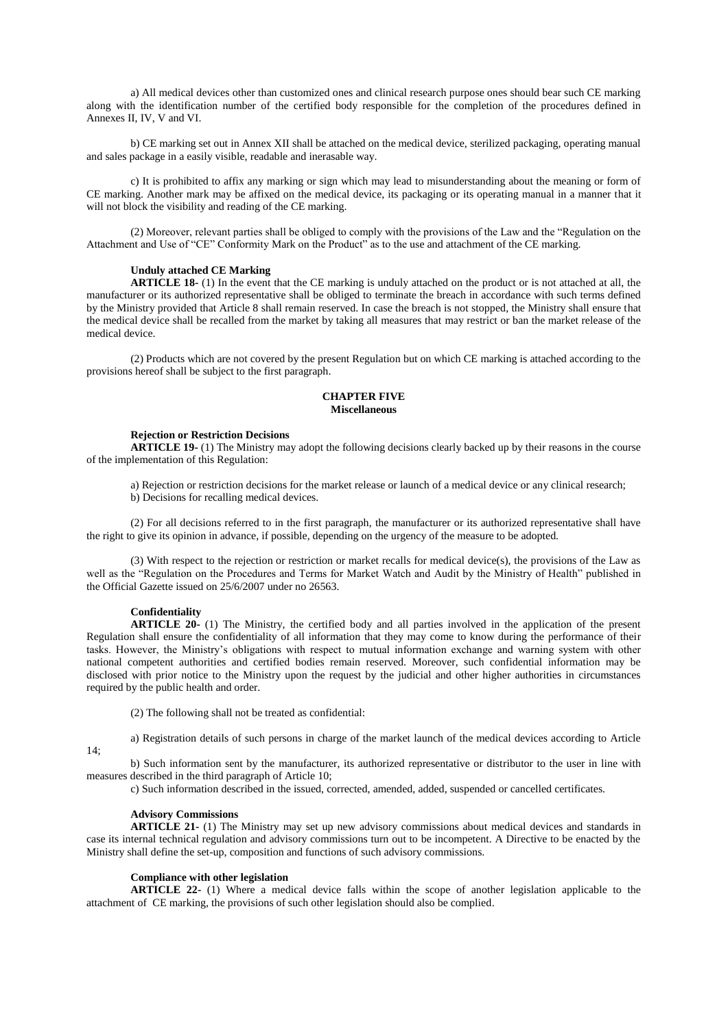a) All medical devices other than customized ones and clinical research purpose ones should bear such CE marking along with the identification number of the certified body responsible for the completion of the procedures defined in Annexes II, IV, V and VI.

b) CE marking set out in Annex XII shall be attached on the medical device, sterilized packaging, operating manual and sales package in a easily visible, readable and inerasable way.

c) It is prohibited to affix any marking or sign which may lead to misunderstanding about the meaning or form of CE marking. Another mark may be affixed on the medical device, its packaging or its operating manual in a manner that it will not block the visibility and reading of the CE marking.

(2) Moreover, relevant parties shall be obliged to comply with the provisions of the Law and the "Regulation on the Attachment and Use of "CE" Conformity Mark on the Product" as to the use and attachment of the CE marking.

**Unduly attached CE Marking**

**ARTICLE 18-** (1) In the event that the CE marking is unduly attached on the product or is not attached at all, the manufacturer or its authorized representative shall be obliged to terminate the breach in accordance with such terms defined by the Ministry provided that Article 8 shall remain reserved. In case the breach is not stopped, the Ministry shall ensure that the medical device shall be recalled from the market by taking all measures that may restrict or ban the market release of the medical device.

(2) Products which are not covered by the present Regulation but on which CE marking is attached according to the provisions hereof shall be subject to the first paragraph.

## CHAPTER FIVE
## Miscellaneous

**Rejection or Restriction Decisions**

**ARTICLE 19-** (1) The Ministry may adopt the following decisions clearly backed up by their reasons in the course of the implementation of this Regulation:

a) Rejection or restriction decisions for the market release or launch of a medical device or any clinical research;

b) Decisions for recalling medical devices.

(2) For all decisions referred to in the first paragraph, the manufacturer or its authorized representative shall have the right to give its opinion in advance, if possible, depending on the urgency of the measure to be adopted.

(3) With respect to the rejection or restriction or market recalls for medical device(s), the provisions of the Law as well as the "Regulation on the Procedures and Terms for Market Watch and Audit by the Ministry of Health" published in the Official Gazette issued on 25/6/2007 under no 26563.

**Confidentiality**

**ARTICLE 20-** (1) The Ministry, the certified body and all parties involved in the application of the present Regulation shall ensure the confidentiality of all information that they may come to know during the performance of their tasks. However, the Ministry's obligations with respect to mutual information exchange and warning system with other national competent authorities and certified bodies remain reserved. Moreover, such confidential information may be disclosed with prior notice to the Ministry upon the request by the judicial and other higher authorities in circumstances required by the public health and order.

(2) The following shall not be treated as confidential:

a) Registration details of such persons in charge of the market launch of the medical devices according to Article 14;

b) Such information sent by the manufacturer, its authorized representative or distributor to the user in line with measures described in the third paragraph of Article 10;

c) Such information described in the issued, corrected, amended, added, suspended or cancelled certificates.

**Advisory Commissions**

**ARTICLE 21-** (1) The Ministry may set up new advisory commissions about medical devices and standards in case its internal technical regulation and advisory commissions turn out to be incompetent. A Directive to be enacted by the Ministry shall define the set-up, composition and functions of such advisory commissions.

**Compliance with other legislation**

**ARTICLE 22-** (1) Where a medical device falls within the scope of another legislation applicable to the attachment of CE marking, the provisions of such other legislation should also be complied.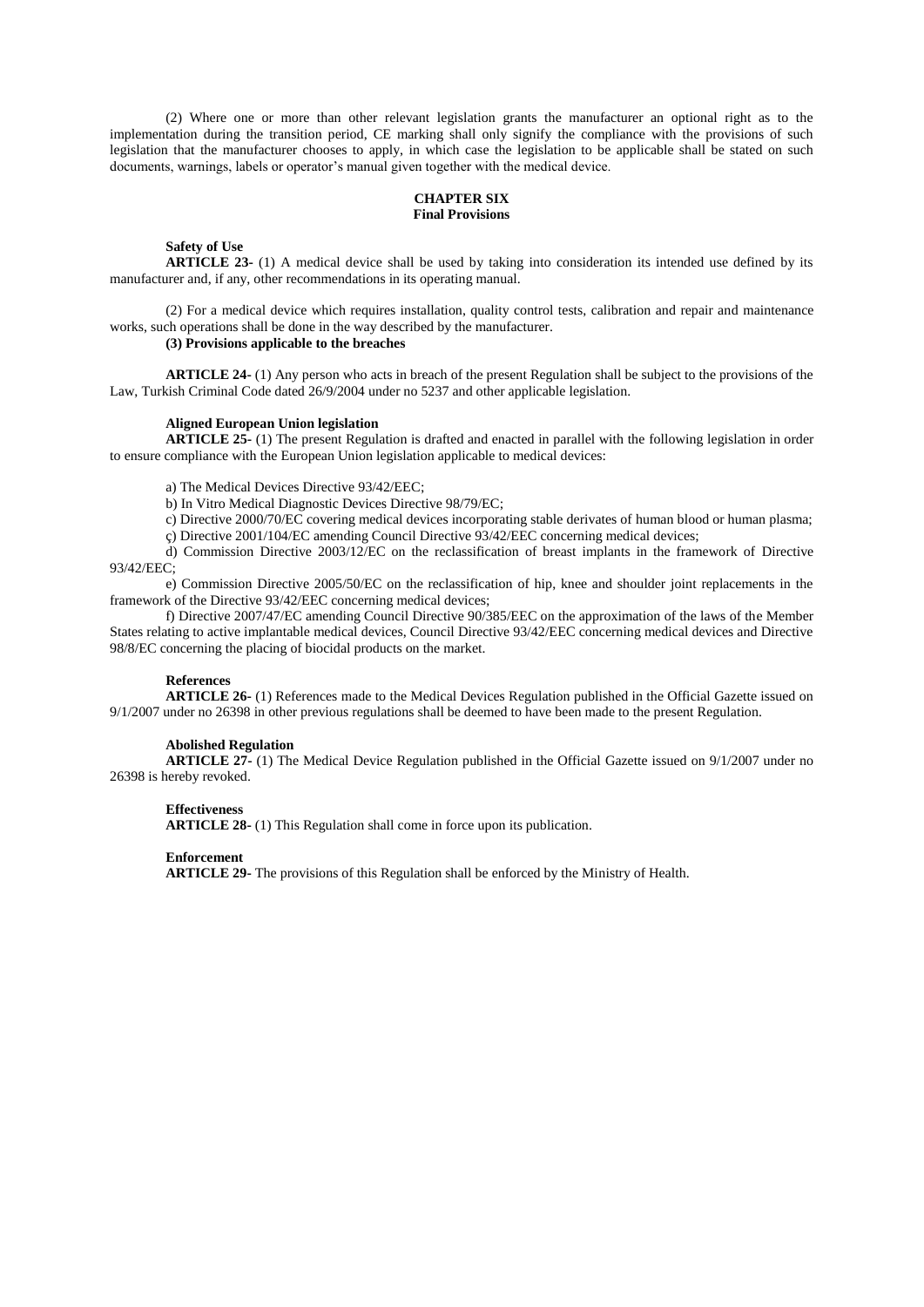(2) Where one or more than other relevant legislation grants the manufacturer an optional right as to the implementation during the transition period, CE marking shall only signify the compliance with the provisions of such legislation that the manufacturer chooses to apply, in which case the legislation to be applicable shall be stated on such documents, warnings, labels or operator's manual given together with the medical device.

## CHAPTER SIX
## Final Provisions

**Safety of Use**

**ARTICLE 23-** (1) A medical device shall be used by taking into consideration its intended use defined by its manufacturer and, if any, other recommendations in its operating manual.

(2) For a medical device which requires installation, quality control tests, calibration and repair and maintenance works, such operations shall be done in the way described by the manufacturer.

**(3) Provisions applicable to the breaches**

**ARTICLE 24-** (1) Any person who acts in breach of the present Regulation shall be subject to the provisions of the Law, Turkish Criminal Code dated 26/9/2004 under no 5237 and other applicable legislation.

**Aligned European Union legislation**

**ARTICLE 25-** (1) The present Regulation is drafted and enacted in parallel with the following legislation in order to ensure compliance with the European Union legislation applicable to medical devices:

a) The Medical Devices Directive 93/42/EEC;

b) In Vitro Medical Diagnostic Devices Directive 98/79/EC;

c) Directive 2000/70/EC covering medical devices incorporating stable derivates of human blood or human plasma;

ç) Directive 2001/104/EC amending Council Directive 93/42/EEC concerning medical devices;

d) Commission Directive 2003/12/EC on the reclassification of breast implants in the framework of Directive 93/42/EEC;

e) Commission Directive 2005/50/EC on the reclassification of hip, knee and shoulder joint replacements in the framework of the Directive 93/42/EEC concerning medical devices;

f) Directive 2007/47/EC amending Council Directive 90/385/EEC on the approximation of the laws of the Member States relating to active implantable medical devices, Council Directive 93/42/EEC concerning medical devices and Directive 98/8/EC concerning the placing of biocidal products on the market.

**References**

**ARTICLE 26-** (1) References made to the Medical Devices Regulation published in the Official Gazette issued on 9/1/2007 under no 26398 in other previous regulations shall be deemed to have been made to the present Regulation.

**Abolished Regulation**

**ARTICLE 27-** (1) The Medical Device Regulation published in the Official Gazette issued on 9/1/2007 under no 26398 is hereby revoked.

**Effectiveness**

**ARTICLE 28-** (1) This Regulation shall come in force upon its publication.

**Enforcement**

**ARTICLE 29-** The provisions of this Regulation shall be enforced by the Ministry of Health.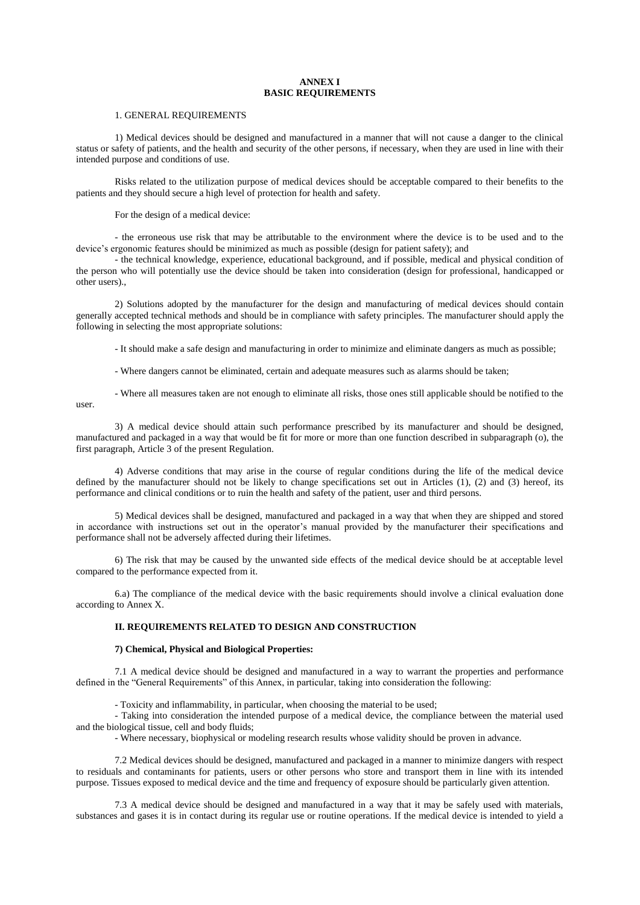# ANNEX I
# BASIC REQUIREMENTS

## 1. GENERAL REQUIREMENTS

1) Medical devices should be designed and manufactured in a manner that will not cause a danger to the clinical status or safety of patients, and the health and security of the other persons, if necessary, when they are used in line with their intended purpose and conditions of use.

Risks related to the utilization purpose of medical devices should be acceptable compared to their benefits to the patients and they should secure a high level of protection for health and safety.

For the design of a medical device:

- the erroneous use risk that may be attributable to the environment where the device is to be used and to the device's ergonomic features should be minimized as much as possible (design for patient safety); and
- the technical knowledge, experience, educational background, and if possible, medical and physical condition of the person who will potentially use the device should be taken into consideration (design for professional, handicapped or other users).,

2) Solutions adopted by the manufacturer for the design and manufacturing of medical devices should contain generally accepted technical methods and should be in compliance with safety principles. The manufacturer should apply the following in selecting the most appropriate solutions:

- It should make a safe design and manufacturing in order to minimize and eliminate dangers as much as possible;

- Where dangers cannot be eliminated, certain and adequate measures such as alarms should be taken;

- Where all measures taken are not enough to eliminate all risks, those ones still applicable should be notified to the user.

3) A medical device should attain such performance prescribed by its manufacturer and should be designed, manufactured and packaged in a way that would be fit for more or more than one function described in subparagraph (o), the first paragraph, Article 3 of the present Regulation.

4) Adverse conditions that may arise in the course of regular conditions during the life of the medical device defined by the manufacturer should not be likely to change specifications set out in Articles (1), (2) and (3) hereof, its performance and clinical conditions or to ruin the health and safety of the patient, user and third persons.

5) Medical devices shall be designed, manufactured and packaged in a way that when they are shipped and stored in accordance with instructions set out in the operator's manual provided by the manufacturer their specifications and performance shall not be adversely affected during their lifetimes.

6) The risk that may be caused by the unwanted side effects of the medical device should be at acceptable level compared to the performance expected from it.

6.a) The compliance of the medical device with the basic requirements should involve a clinical evaluation done according to Annex X.

## II. REQUIREMENTS RELATED TO DESIGN AND CONSTRUCTION

### 7) Chemical, Physical and Biological Properties:

7.1 A medical device should be designed and manufactured in a way to warrant the properties and performance defined in the "General Requirements" of this Annex, in particular, taking into consideration the following:

- Toxicity and inflammability, in particular, when choosing the material to be used;
- Taking into consideration the intended purpose of a medical device, the compliance between the material used and the biological tissue, cell and body fluids;
- Where necessary, biophysical or modeling research results whose validity should be proven in advance.

7.2 Medical devices should be designed, manufactured and packaged in a manner to minimize dangers with respect to residuals and contaminants for patients, users or other persons who store and transport them in line with its intended purpose. Tissues exposed to medical device and the time and frequency of exposure should be particularly given attention.

7.3 A medical device should be designed and manufactured in a way that it may be safely used with materials, substances and gases it is in contact during its regular use or routine operations. If the medical device is intended to yield a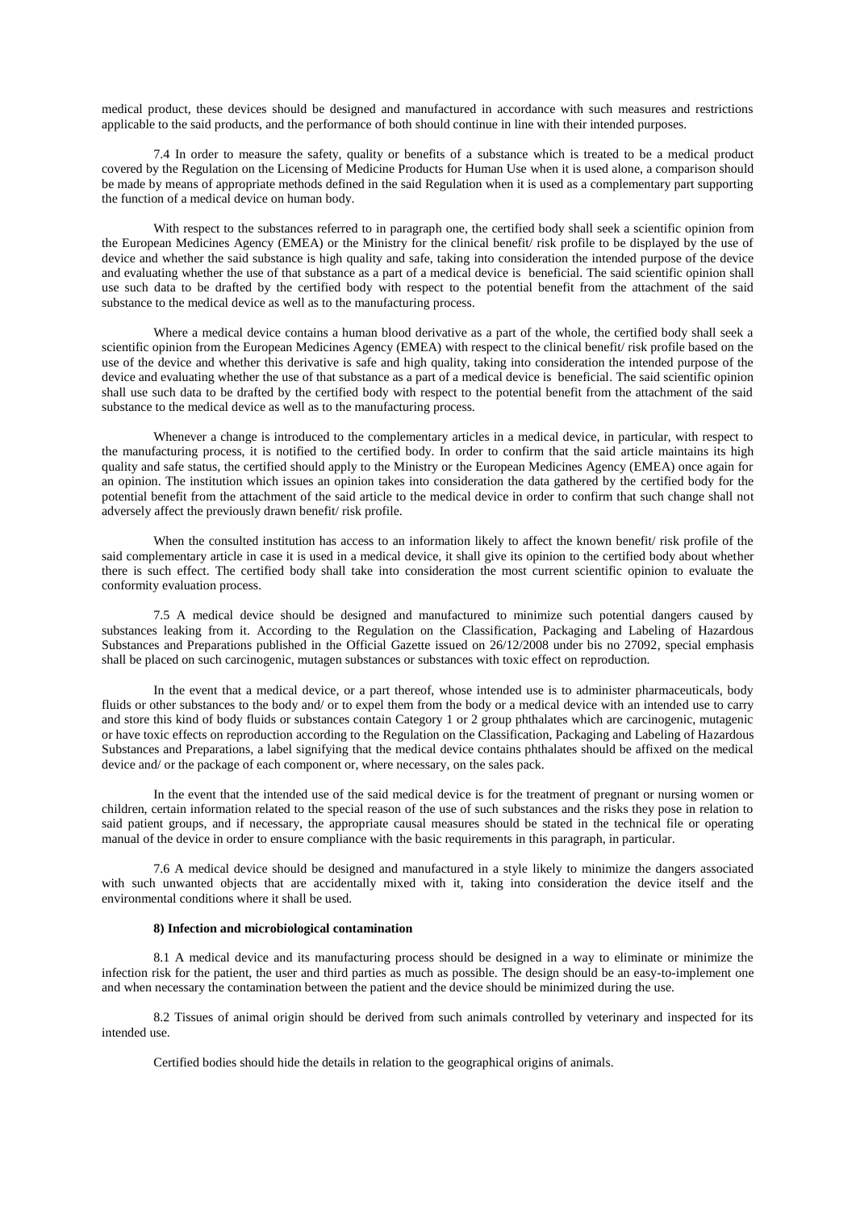medical product, these devices should be designed and manufactured in accordance with such measures and restrictions applicable to the said products, and the performance of both should continue in line with their intended purposes.

7.4 In order to measure the safety, quality or benefits of a substance which is treated to be a medical product covered by the Regulation on the Licensing of Medicine Products for Human Use when it is used alone, a comparison should be made by means of appropriate methods defined in the said Regulation when it is used as a complementary part supporting the function of a medical device on human body.

With respect to the substances referred to in paragraph one, the certified body shall seek a scientific opinion from the European Medicines Agency (EMEA) or the Ministry for the clinical benefit/ risk profile to be displayed by the use of device and whether the said substance is high quality and safe, taking into consideration the intended purpose of the device and evaluating whether the use of that substance as a part of a medical device is beneficial. The said scientific opinion shall use such data to be drafted by the certified body with respect to the potential benefit from the attachment of the said substance to the medical device as well as to the manufacturing process.

Where a medical device contains a human blood derivative as a part of the whole, the certified body shall seek a scientific opinion from the European Medicines Agency (EMEA) with respect to the clinical benefit/ risk profile based on the use of the device and whether this derivative is safe and high quality, taking into consideration the intended purpose of the device and evaluating whether the use of that substance as a part of a medical device is beneficial. The said scientific opinion shall use such data to be drafted by the certified body with respect to the potential benefit from the attachment of the said substance to the medical device as well as to the manufacturing process.

Whenever a change is introduced to the complementary articles in a medical device, in particular, with respect to the manufacturing process, it is notified to the certified body. In order to confirm that the said article maintains its high quality and safe status, the certified should apply to the Ministry or the European Medicines Agency (EMEA) once again for an opinion. The institution which issues an opinion takes into consideration the data gathered by the certified body for the potential benefit from the attachment of the said article to the medical device in order to confirm that such change shall not adversely affect the previously drawn benefit/ risk profile.

When the consulted institution has access to an information likely to affect the known benefit/ risk profile of the said complementary article in case it is used in a medical device, it shall give its opinion to the certified body about whether there is such effect. The certified body shall take into consideration the most current scientific opinion to evaluate the conformity evaluation process.

7.5 A medical device should be designed and manufactured to minimize such potential dangers caused by substances leaking from it. According to the Regulation on the Classification, Packaging and Labeling of Hazardous Substances and Preparations published in the Official Gazette issued on 26/12/2008 under bis no 27092, special emphasis shall be placed on such carcinogenic, mutagen substances or substances with toxic effect on reproduction.

In the event that a medical device, or a part thereof, whose intended use is to administer pharmaceuticals, body fluids or other substances to the body and/ or to expel them from the body or a medical device with an intended use to carry and store this kind of body fluids or substances contain Category 1 or 2 group phthalates which are carcinogenic, mutagenic or have toxic effects on reproduction according to the Regulation on the Classification, Packaging and Labeling of Hazardous Substances and Preparations, a label signifying that the medical device contains phthalates should be affixed on the medical device and/ or the package of each component or, where necessary, on the sales pack.

In the event that the intended use of the said medical device is for the treatment of pregnant or nursing women or children, certain information related to the special reason of the use of such substances and the risks they pose in relation to said patient groups, and if necessary, the appropriate causal measures should be stated in the technical file or operating manual of the device in order to ensure compliance with the basic requirements in this paragraph, in particular.

7.6 A medical device should be designed and manufactured in a style likely to minimize the dangers associated with such unwanted objects that are accidentally mixed with it, taking into consideration the device itself and the environmental conditions where it shall be used.

**8) Infection and microbiological contamination**

8.1 A medical device and its manufacturing process should be designed in a way to eliminate or minimize the infection risk for the patient, the user and third parties as much as possible. The design should be an easy-to-implement one and when necessary the contamination between the patient and the device should be minimized during the use.

8.2 Tissues of animal origin should be derived from such animals controlled by veterinary and inspected for its intended use.

Certified bodies should hide the details in relation to the geographical origins of animals.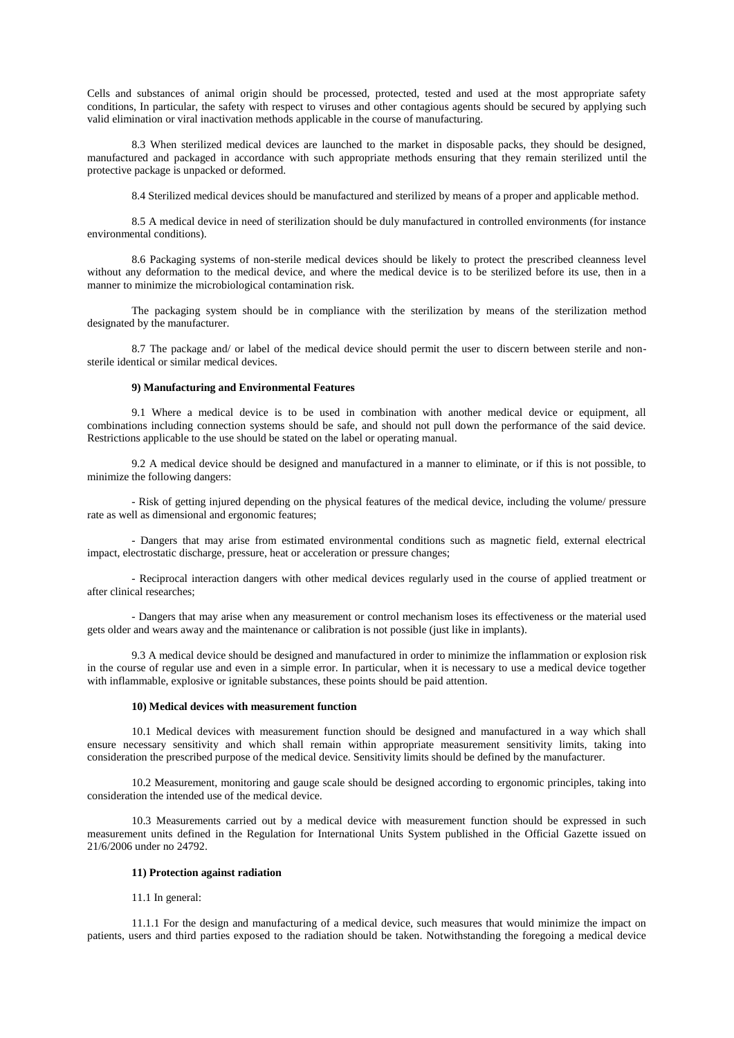Cells and substances of animal origin should be processed, protected, tested and used at the most appropriate safety conditions, In particular, the safety with respect to viruses and other contagious agents should be secured by applying such valid elimination or viral inactivation methods applicable in the course of manufacturing.

8.3 When sterilized medical devices are launched to the market in disposable packs, they should be designed, manufactured and packaged in accordance with such appropriate methods ensuring that they remain sterilized until the protective package is unpacked or deformed.

8.4 Sterilized medical devices should be manufactured and sterilized by means of a proper and applicable method.

8.5 A medical device in need of sterilization should be duly manufactured in controlled environments (for instance environmental conditions).

8.6 Packaging systems of non-sterile medical devices should be likely to protect the prescribed cleanness level without any deformation to the medical device, and where the medical device is to be sterilized before its use, then in a manner to minimize the microbiological contamination risk.

The packaging system should be in compliance with the sterilization by means of the sterilization method designated by the manufacturer.

8.7 The package and/ or label of the medical device should permit the user to discern between sterile and non-sterile identical or similar medical devices.

**9) Manufacturing and Environmental Features**

9.1 Where a medical device is to be used in combination with another medical device or equipment, all combinations including connection systems should be safe, and should not pull down the performance of the said device. Restrictions applicable to the use should be stated on the label or operating manual.

9.2 A medical device should be designed and manufactured in a manner to eliminate, or if this is not possible, to minimize the following dangers:

- Risk of getting injured depending on the physical features of the medical device, including the volume/ pressure rate as well as dimensional and ergonomic features;

- Dangers that may arise from estimated environmental conditions such as magnetic field, external electrical impact, electrostatic discharge, pressure, heat or acceleration or pressure changes;

- Reciprocal interaction dangers with other medical devices regularly used in the course of applied treatment or after clinical researches;

- Dangers that may arise when any measurement or control mechanism loses its effectiveness or the material used gets older and wears away and the maintenance or calibration is not possible (just like in implants).

9.3 A medical device should be designed and manufactured in order to minimize the inflammation or explosion risk in the course of regular use and even in a simple error. In particular, when it is necessary to use a medical device together with inflammable, explosive or ignitable substances, these points should be paid attention.

**10) Medical devices with measurement function**

10.1 Medical devices with measurement function should be designed and manufactured in a way which shall ensure necessary sensitivity and which shall remain within appropriate measurement sensitivity limits, taking into consideration the prescribed purpose of the medical device. Sensitivity limits should be defined by the manufacturer.

10.2 Measurement, monitoring and gauge scale should be designed according to ergonomic principles, taking into consideration the intended use of the medical device.

10.3 Measurements carried out by a medical device with measurement function should be expressed in such measurement units defined in the Regulation for International Units System published in the Official Gazette issued on 21/6/2006 under no 24792.

**11) Protection against radiation**

11.1 In general:

11.1.1 For the design and manufacturing of a medical device, such measures that would minimize the impact on patients, users and third parties exposed to the radiation should be taken. Notwithstanding the foregoing a medical device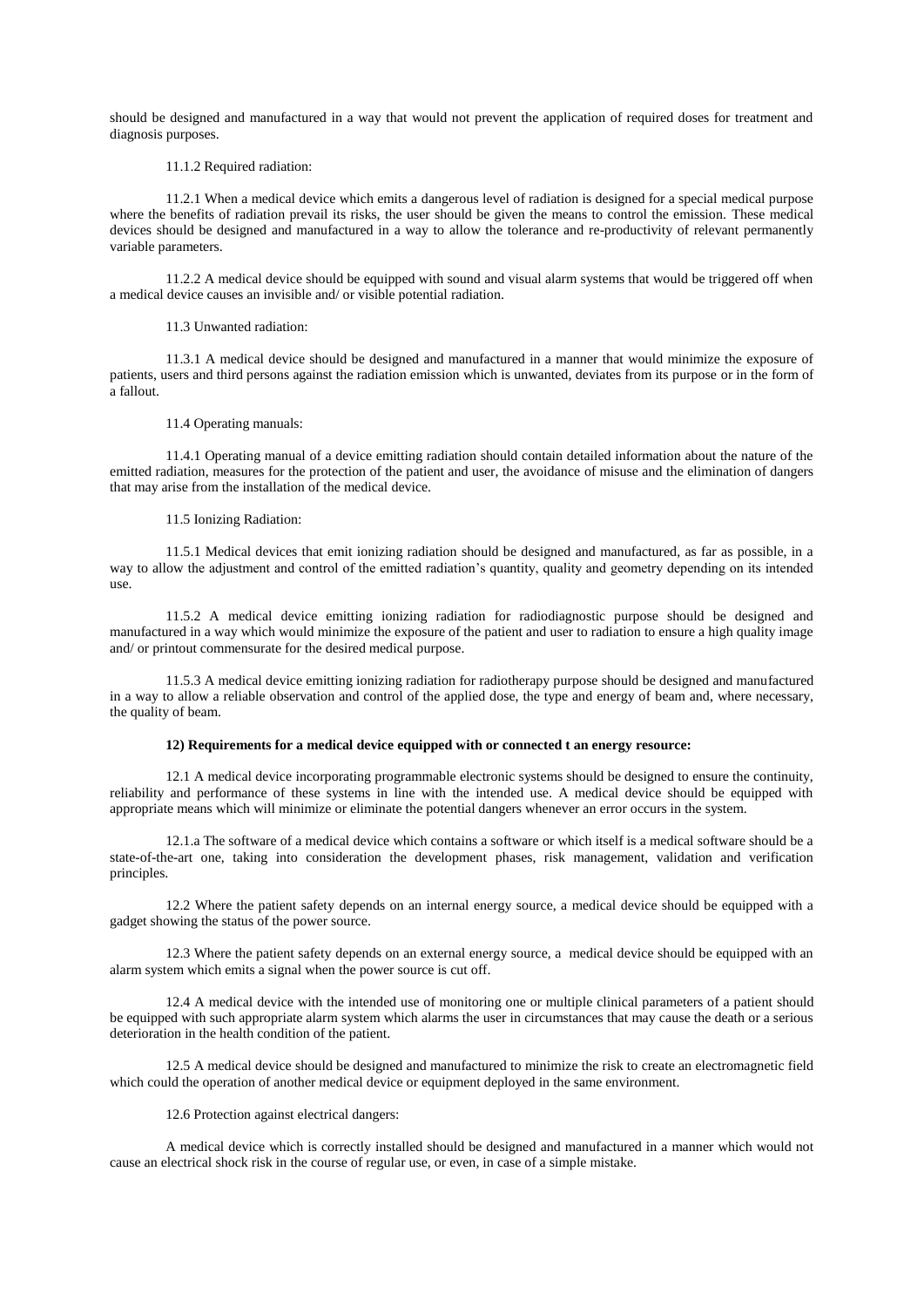should be designed and manufactured in a way that would not prevent the application of required doses for treatment and diagnosis purposes.

11.1.2 Required radiation:

11.2.1 When a medical device which emits a dangerous level of radiation is designed for a special medical purpose where the benefits of radiation prevail its risks, the user should be given the means to control the emission. These medical devices should be designed and manufactured in a way to allow the tolerance and re-productivity of relevant permanently variable parameters.

11.2.2 A medical device should be equipped with sound and visual alarm systems that would be triggered off when a medical device causes an invisible and/ or visible potential radiation.

11.3 Unwanted radiation:

11.3.1 A medical device should be designed and manufactured in a manner that would minimize the exposure of patients, users and third persons against the radiation emission which is unwanted, deviates from its purpose or in the form of a fallout.

11.4 Operating manuals:

11.4.1 Operating manual of a device emitting radiation should contain detailed information about the nature of the emitted radiation, measures for the protection of the patient and user, the avoidance of misuse and the elimination of dangers that may arise from the installation of the medical device.

11.5 Ionizing Radiation:

11.5.1 Medical devices that emit ionizing radiation should be designed and manufactured, as far as possible, in a way to allow the adjustment and control of the emitted radiation's quantity, quality and geometry depending on its intended use.

11.5.2 A medical device emitting ionizing radiation for radiodiagnostic purpose should be designed and manufactured in a way which would minimize the exposure of the patient and user to radiation to ensure a high quality image and/ or printout commensurate for the desired medical purpose.

11.5.3 A medical device emitting ionizing radiation for radiotherapy purpose should be designed and manufactured in a way to allow a reliable observation and control of the applied dose, the type and energy of beam and, where necessary, the quality of beam.

**12) Requirements for a medical device equipped with or connected t an energy resource:**

12.1 A medical device incorporating programmable electronic systems should be designed to ensure the continuity, reliability and performance of these systems in line with the intended use. A medical device should be equipped with appropriate means which will minimize or eliminate the potential dangers whenever an error occurs in the system.

12.1.a The software of a medical device which contains a software or which itself is a medical software should be a state-of-the-art one, taking into consideration the development phases, risk management, validation and verification principles.

12.2 Where the patient safety depends on an internal energy source, a medical device should be equipped with a gadget showing the status of the power source.

12.3 Where the patient safety depends on an external energy source, a medical device should be equipped with an alarm system which emits a signal when the power source is cut off.

12.4 A medical device with the intended use of monitoring one or multiple clinical parameters of a patient should be equipped with such appropriate alarm system which alarms the user in circumstances that may cause the death or a serious deterioration in the health condition of the patient.

12.5 A medical device should be designed and manufactured to minimize the risk to create an electromagnetic field which could the operation of another medical device or equipment deployed in the same environment.

12.6 Protection against electrical dangers:

A medical device which is correctly installed should be designed and manufactured in a manner which would not cause an electrical shock risk in the course of regular use, or even, in case of a simple mistake.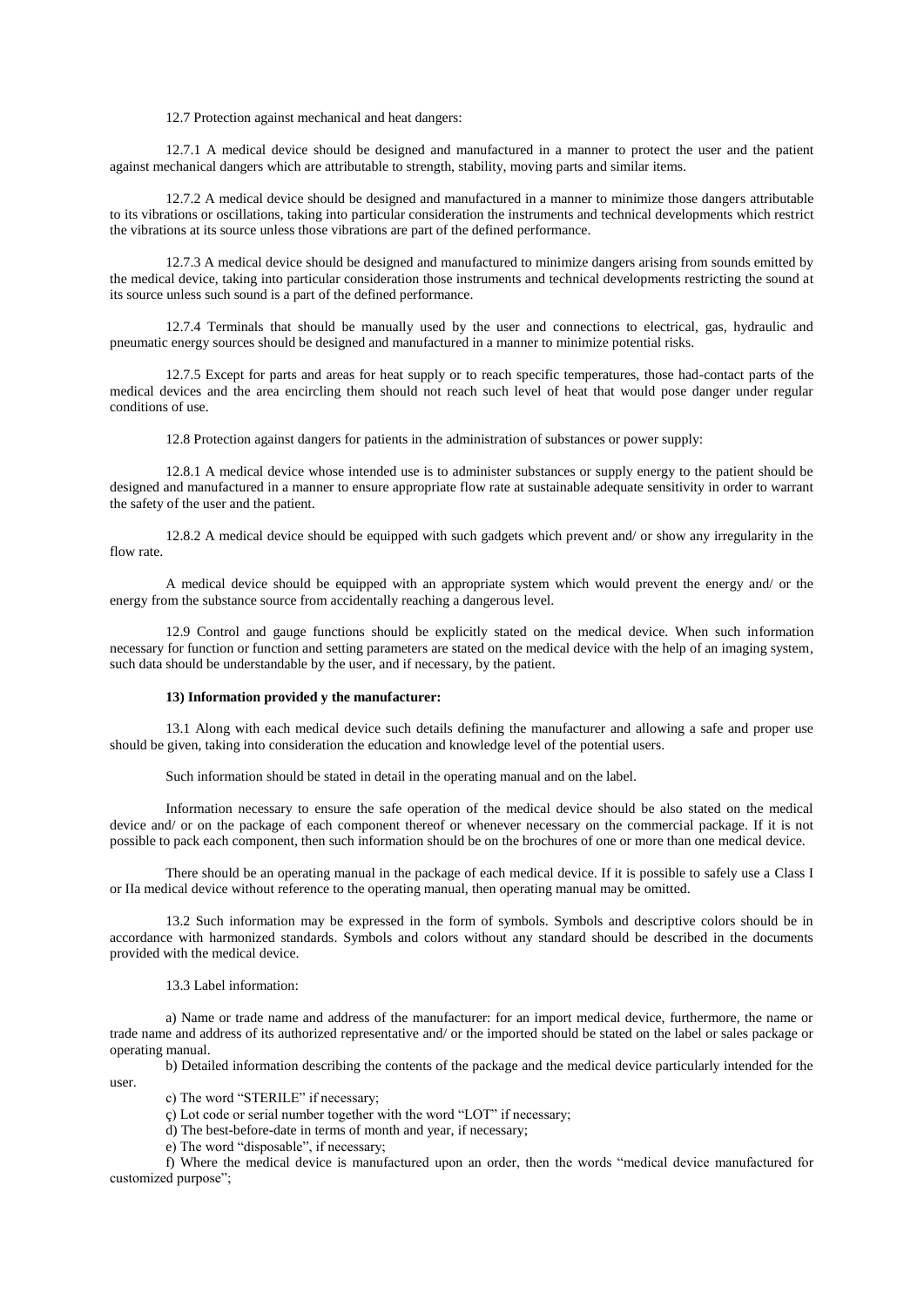12.7 Protection against mechanical and heat dangers:

12.7.1 A medical device should be designed and manufactured in a manner to protect the user and the patient against mechanical dangers which are attributable to strength, stability, moving parts and similar items.

12.7.2 A medical device should be designed and manufactured in a manner to minimize those dangers attributable to its vibrations or oscillations, taking into particular consideration the instruments and technical developments which restrict the vibrations at its source unless those vibrations are part of the defined performance.

12.7.3 A medical device should be designed and manufactured to minimize dangers arising from sounds emitted by the medical device, taking into particular consideration those instruments and technical developments restricting the sound at its source unless such sound is a part of the defined performance.

12.7.4 Terminals that should be manually used by the user and connections to electrical, gas, hydraulic and pneumatic energy sources should be designed and manufactured in a manner to minimize potential risks.

12.7.5 Except for parts and areas for heat supply or to reach specific temperatures, those had-contact parts of the medical devices and the area encircling them should not reach such level of heat that would pose danger under regular conditions of use.

12.8 Protection against dangers for patients in the administration of substances or power supply:

12.8.1 A medical device whose intended use is to administer substances or supply energy to the patient should be designed and manufactured in a manner to ensure appropriate flow rate at sustainable adequate sensitivity in order to warrant the safety of the user and the patient.

12.8.2 A medical device should be equipped with such gadgets which prevent and/ or show any irregularity in the flow rate.

A medical device should be equipped with an appropriate system which would prevent the energy and/ or the energy from the substance source from accidentally reaching a dangerous level.

12.9 Control and gauge functions should be explicitly stated on the medical device. When such information necessary for function or function and setting parameters are stated on the medical device with the help of an imaging system, such data should be understandable by the user, and if necessary, by the patient.

**13) Information provided y the manufacturer:**

13.1 Along with each medical device such details defining the manufacturer and allowing a safe and proper use should be given, taking into consideration the education and knowledge level of the potential users.

Such information should be stated in detail in the operating manual and on the label.

Information necessary to ensure the safe operation of the medical device should be also stated on the medical device and/ or on the package of each component thereof or whenever necessary on the commercial package. If it is not possible to pack each component, then such information should be on the brochures of one or more than one medical device.

There should be an operating manual in the package of each medical device. If it is possible to safely use a Class I or IIa medical device without reference to the operating manual, then operating manual may be omitted.

13.2 Such information may be expressed in the form of symbols. Symbols and descriptive colors should be in accordance with harmonized standards. Symbols and colors without any standard should be described in the documents provided with the medical device.

13.3 Label information:

a) Name or trade name and address of the manufacturer: for an import medical device, furthermore, the name or trade name and address of its authorized representative and/ or the imported should be stated on the label or sales package or operating manual.

b) Detailed information describing the contents of the package and the medical device particularly intended for the user.

c) The word "STERILE" if necessary;

ç) Lot code or serial number together with the word "LOT" if necessary;

d) The best-before-date in terms of month and year, if necessary;

e) The word "disposable", if necessary;

f) Where the medical device is manufactured upon an order, then the words "medical device manufactured for customized purpose";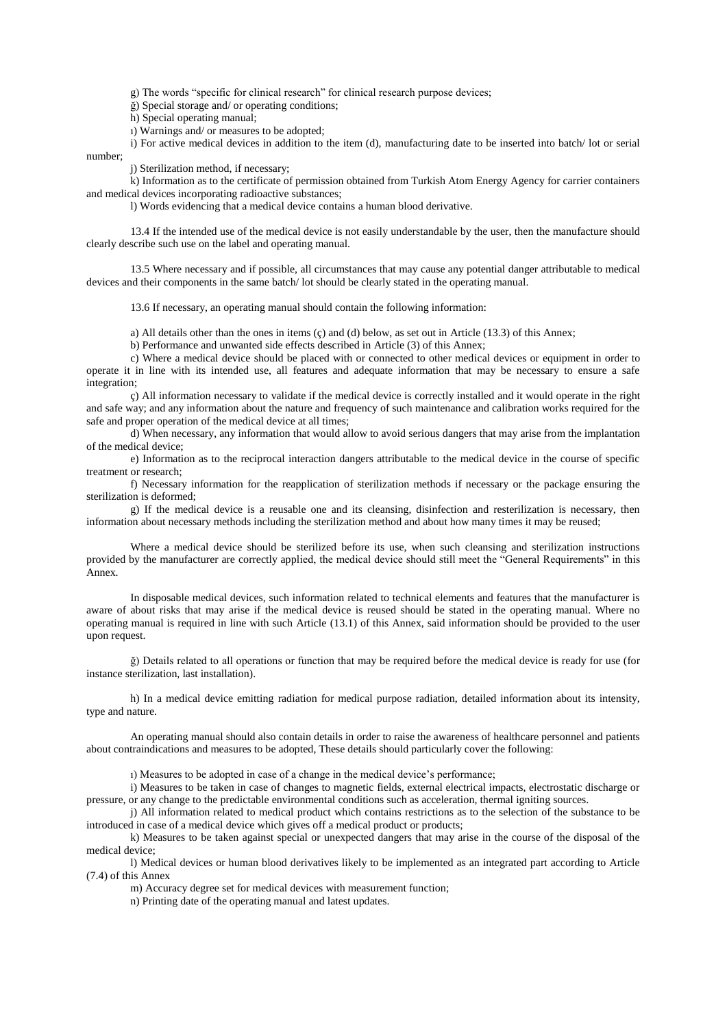g) The words "specific for clinical research" for clinical research purpose devices;

ğ) Special storage and/ or operating conditions;

h) Special operating manual;

ı) Warnings and/ or measures to be adopted;

i) For active medical devices in addition to the item (d), manufacturing date to be inserted into batch/ lot or serial number;

j) Sterilization method, if necessary;

k) Information as to the certificate of permission obtained from Turkish Atom Energy Agency for carrier containers and medical devices incorporating radioactive substances;

l) Words evidencing that a medical device contains a human blood derivative.

13.4 If the intended use of the medical device is not easily understandable by the user, then the manufacture should clearly describe such use on the label and operating manual.

13.5 Where necessary and if possible, all circumstances that may cause any potential danger attributable to medical devices and their components in the same batch/ lot should be clearly stated in the operating manual.

13.6 If necessary, an operating manual should contain the following information:

a) All details other than the ones in items (ç) and (d) below, as set out in Article (13.3) of this Annex;

b) Performance and unwanted side effects described in Article (3) of this Annex;

c) Where a medical device should be placed with or connected to other medical devices or equipment in order to operate it in line with its intended use, all features and adequate information that may be necessary to ensure a safe integration;

ç) All information necessary to validate if the medical device is correctly installed and it would operate in the right and safe way; and any information about the nature and frequency of such maintenance and calibration works required for the safe and proper operation of the medical device at all times;

d) When necessary, any information that would allow to avoid serious dangers that may arise from the implantation of the medical device;

e) Information as to the reciprocal interaction dangers attributable to the medical device in the course of specific treatment or research;

f) Necessary information for the reapplication of sterilization methods if necessary or the package ensuring the sterilization is deformed;

g) If the medical device is a reusable one and its cleansing, disinfection and resterilization is necessary, then information about necessary methods including the sterilization method and about how many times it may be reused;

Where a medical device should be sterilized before its use, when such cleansing and sterilization instructions provided by the manufacturer are correctly applied, the medical device should still meet the "General Requirements" in this Annex.

In disposable medical devices, such information related to technical elements and features that the manufacturer is aware of about risks that may arise if the medical device is reused should be stated in the operating manual. Where no operating manual is required in line with such Article (13.1) of this Annex, said information should be provided to the user upon request.

ğ) Details related to all operations or function that may be required before the medical device is ready for use (for instance sterilization, last installation).

h) In a medical device emitting radiation for medical purpose radiation, detailed information about its intensity, type and nature.

An operating manual should also contain details in order to raise the awareness of healthcare personnel and patients about contraindications and measures to be adopted, These details should particularly cover the following:

ı) Measures to be adopted in case of a change in the medical device's performance;

i) Measures to be taken in case of changes to magnetic fields, external electrical impacts, electrostatic discharge or pressure, or any change to the predictable environmental conditions such as acceleration, thermal igniting sources.

j) All information related to medical product which contains restrictions as to the selection of the substance to be introduced in case of a medical device which gives off a medical product or products;

k) Measures to be taken against special or unexpected dangers that may arise in the course of the disposal of the medical device;

l) Medical devices or human blood derivatives likely to be implemented as an integrated part according to Article (7.4) of this Annex

m) Accuracy degree set for medical devices with measurement function;

n) Printing date of the operating manual and latest updates.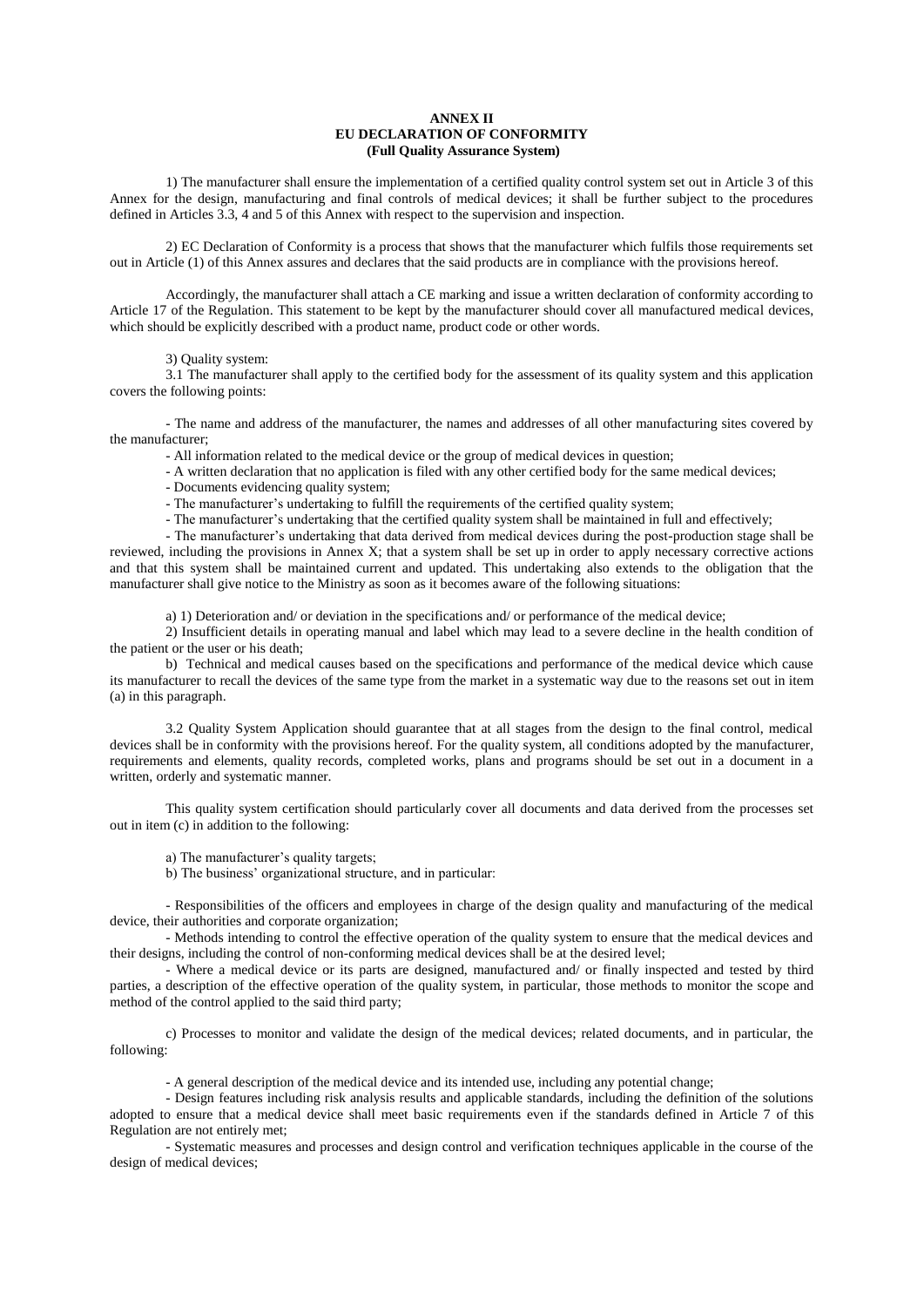**ANNEX II**
**EU DECLARATION OF CONFORMITY**
**(Full Quality Assurance System)**

1) The manufacturer shall ensure the implementation of a certified quality control system set out in Article 3 of this Annex for the design, manufacturing and final controls of medical devices; it shall be further subject to the procedures defined in Articles 3.3, 4 and 5 of this Annex with respect to the supervision and inspection.

2) EC Declaration of Conformity is a process that shows that the manufacturer which fulfils those requirements set out in Article (1) of this Annex assures and declares that the said products are in compliance with the provisions hereof.

Accordingly, the manufacturer shall attach a CE marking and issue a written declaration of conformity according to Article 17 of the Regulation. This statement to be kept by the manufacturer should cover all manufactured medical devices, which should be explicitly described with a product name, product code or other words.

3) Quality system:

3.1 The manufacturer shall apply to the certified body for the assessment of its quality system and this application covers the following points:

- The name and address of the manufacturer, the names and addresses of all other manufacturing sites covered by the manufacturer;
- All information related to the medical device or the group of medical devices in question;
- A written declaration that no application is filed with any other certified body for the same medical devices;
- Documents evidencing quality system;
- The manufacturer's undertaking to fulfill the requirements of the certified quality system;
- The manufacturer's undertaking that the certified quality system shall be maintained in full and effectively;
- The manufacturer's undertaking that data derived from medical devices during the post-production stage shall be reviewed, including the provisions in Annex X; that a system shall be set up in order to apply necessary corrective actions and that this system shall be maintained current and updated. This undertaking also extends to the obligation that the manufacturer shall give notice to the Ministry as soon as it becomes aware of the following situations:

a) 1) Deterioration and/ or deviation in the specifications and/ or performance of the medical device;

2) Insufficient details in operating manual and label which may lead to a severe decline in the health condition of the patient or the user or his death;

b) Technical and medical causes based on the specifications and performance of the medical device which cause its manufacturer to recall the devices of the same type from the market in a systematic way due to the reasons set out in item (a) in this paragraph.

3.2 Quality System Application should guarantee that at all stages from the design to the final control, medical devices shall be in conformity with the provisions hereof. For the quality system, all conditions adopted by the manufacturer, requirements and elements, quality records, completed works, plans and programs should be set out in a document in a written, orderly and systematic manner.

This quality system certification should particularly cover all documents and data derived from the processes set out in item (c) in addition to the following:

a) The manufacturer's quality targets;

b) The business' organizational structure, and in particular:

- Responsibilities of the officers and employees in charge of the design quality and manufacturing of the medical device, their authorities and corporate organization;
- Methods intending to control the effective operation of the quality system to ensure that the medical devices and their designs, including the control of non-conforming medical devices shall be at the desired level;
- Where a medical device or its parts are designed, manufactured and/ or finally inspected and tested by third parties, a description of the effective operation of the quality system, in particular, those methods to monitor the scope and method of the control applied to the said third party;

c) Processes to monitor and validate the design of the medical devices; related documents, and in particular, the following:

- A general description of the medical device and its intended use, including any potential change;
- Design features including risk analysis results and applicable standards, including the definition of the solutions adopted to ensure that a medical device shall meet basic requirements even if the standards defined in Article 7 of this Regulation are not entirely met;
- Systematic measures and processes and design control and verification techniques applicable in the course of the design of medical devices;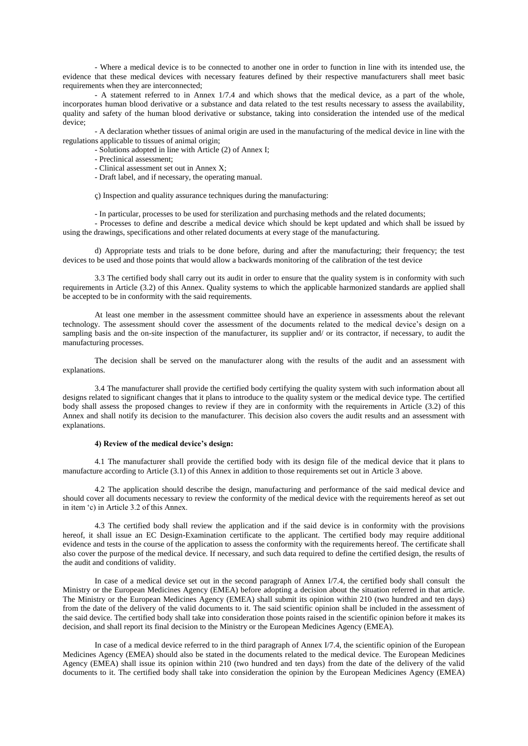- Where a medical device is to be connected to another one in order to function in line with its intended use, the evidence that these medical devices with necessary features defined by their respective manufacturers shall meet basic requirements when they are interconnected;

- A statement referred to in Annex 1/7.4 and which shows that the medical device, as a part of the whole, incorporates human blood derivative or a substance and data related to the test results necessary to assess the availability, quality and safety of the human blood derivative or substance, taking into consideration the intended use of the medical device;

- A declaration whether tissues of animal origin are used in the manufacturing of the medical device in line with the regulations applicable to tissues of animal origin;

- Solutions adopted in line with Article (2) of Annex I;

- Preclinical assessment;

- Clinical assessment set out in Annex X;

- Draft label, and if necessary, the operating manual.

ç) Inspection and quality assurance techniques during the manufacturing:

- In particular, processes to be used for sterilization and purchasing methods and the related documents;

- Processes to define and describe a medical device which should be kept updated and which shall be issued by using the drawings, specifications and other related documents at every stage of the manufacturing.

d) Appropriate tests and trials to be done before, during and after the manufacturing; their frequency; the test devices to be used and those points that would allow a backwards monitoring of the calibration of the test device

3.3 The certified body shall carry out its audit in order to ensure that the quality system is in conformity with such requirements in Article (3.2) of this Annex. Quality systems to which the applicable harmonized standards are applied shall be accepted to be in conformity with the said requirements.

At least one member in the assessment committee should have an experience in assessments about the relevant technology. The assessment should cover the assessment of the documents related to the medical device's design on a sampling basis and the on-site inspection of the manufacturer, its supplier and/ or its contractor, if necessary, to audit the manufacturing processes.

The decision shall be served on the manufacturer along with the results of the audit and an assessment with explanations.

3.4 The manufacturer shall provide the certified body certifying the quality system with such information about all designs related to significant changes that it plans to introduce to the quality system or the medical device type. The certified body shall assess the proposed changes to review if they are in conformity with the requirements in Article (3.2) of this Annex and shall notify its decision to the manufacturer. This decision also covers the audit results and an assessment with explanations.

**4) Review of the medical device's design:**

4.1 The manufacturer shall provide the certified body with its design file of the medical device that it plans to manufacture according to Article (3.1) of this Annex in addition to those requirements set out in Article 3 above.

4.2 The application should describe the design, manufacturing and performance of the said medical device and should cover all documents necessary to review the conformity of the medical device with the requirements hereof as set out in item 'c) in Article 3.2 of this Annex.

4.3 The certified body shall review the application and if the said device is in conformity with the provisions hereof, it shall issue an EC Design-Examination certificate to the applicant. The certified body may require additional evidence and tests in the course of the application to assess the conformity with the requirements hereof. The certificate shall also cover the purpose of the medical device. If necessary, and such data required to define the certified design, the results of the audit and conditions of validity.

In case of a medical device set out in the second paragraph of Annex I/7.4, the certified body shall consult the Ministry or the European Medicines Agency (EMEA) before adopting a decision about the situation referred in that article. The Ministry or the European Medicines Agency (EMEA) shall submit its opinion within 210 (two hundred and ten days) from the date of the delivery of the valid documents to it. The said scientific opinion shall be included in the assessment of the said device. The certified body shall take into consideration those points raised in the scientific opinion before it makes its decision, and shall report its final decision to the Ministry or the European Medicines Agency (EMEA).

In case of a medical device referred to in the third paragraph of Annex I/7.4, the scientific opinion of the European Medicines Agency (EMEA) should also be stated in the documents related to the medical device. The European Medicines Agency (EMEA) shall issue its opinion within 210 (two hundred and ten days) from the date of the delivery of the valid documents to it. The certified body shall take into consideration the opinion by the European Medicines Agency (EMEA)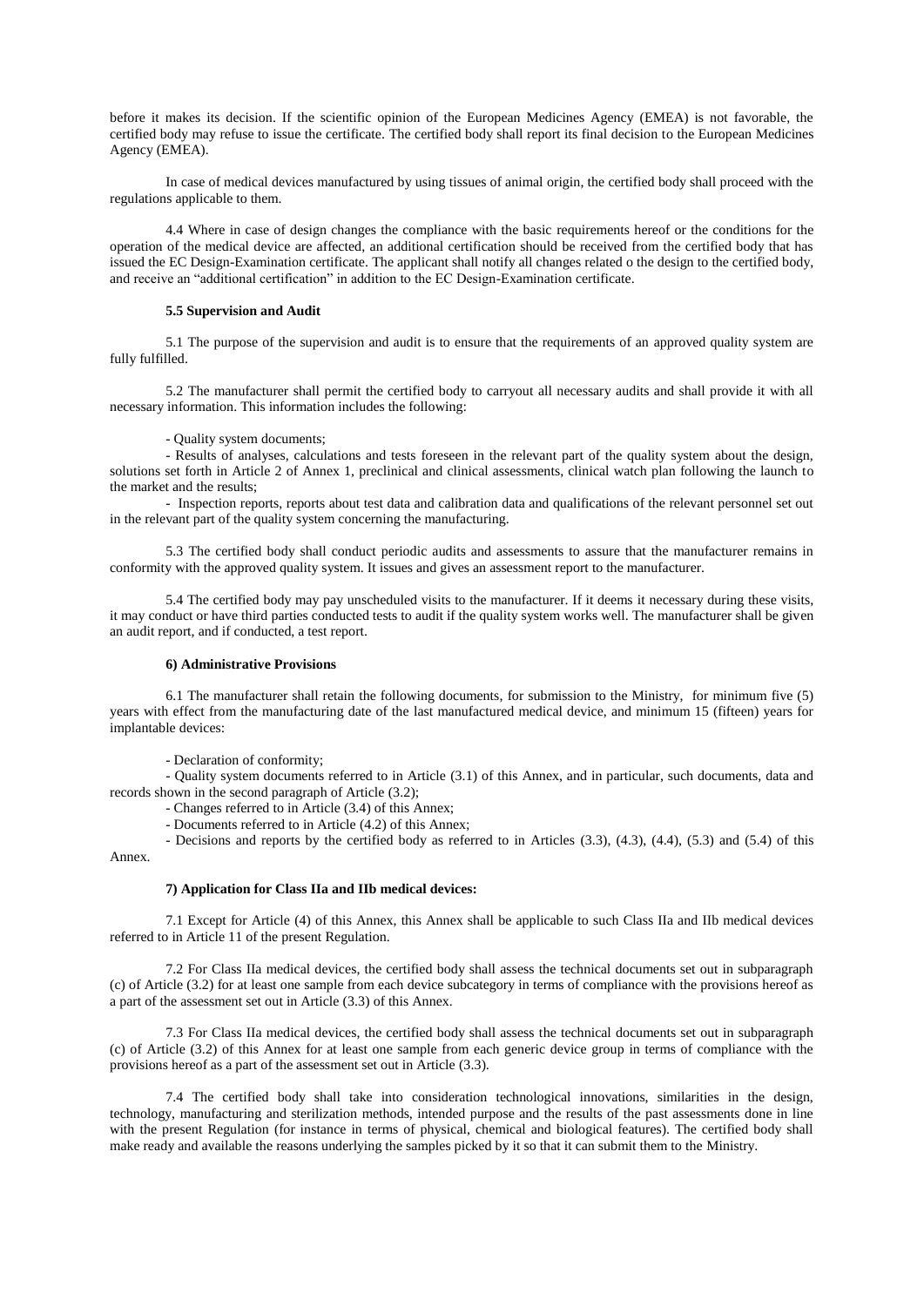before it makes its decision. If the scientific opinion of the European Medicines Agency (EMEA) is not favorable, the certified body may refuse to issue the certificate. The certified body shall report its final decision to the European Medicines Agency (EMEA).

In case of medical devices manufactured by using tissues of animal origin, the certified body shall proceed with the regulations applicable to them.

4.4 Where in case of design changes the compliance with the basic requirements hereof or the conditions for the operation of the medical device are affected, an additional certification should be received from the certified body that has issued the EC Design-Examination certificate. The applicant shall notify all changes related o the design to the certified body, and receive an "additional certification" in addition to the EC Design-Examination certificate.

**5.5 Supervision and Audit**

5.1 The purpose of the supervision and audit is to ensure that the requirements of an approved quality system are fully fulfilled.

5.2 The manufacturer shall permit the certified body to carryout all necessary audits and shall provide it with all necessary information. This information includes the following:

- Quality system documents;
- Results of analyses, calculations and tests foreseen in the relevant part of the quality system about the design, solutions set forth in Article 2 of Annex 1, preclinical and clinical assessments, clinical watch plan following the launch to the market and the results;
- Inspection reports, reports about test data and calibration data and qualifications of the relevant personnel set out in the relevant part of the quality system concerning the manufacturing.

5.3 The certified body shall conduct periodic audits and assessments to assure that the manufacturer remains in conformity with the approved quality system. It issues and gives an assessment report to the manufacturer.

5.4 The certified body may pay unscheduled visits to the manufacturer. If it deems it necessary during these visits, it may conduct or have third parties conducted tests to audit if the quality system works well. The manufacturer shall be given an audit report, and if conducted, a test report.

**6) Administrative Provisions**

6.1 The manufacturer shall retain the following documents, for submission to the Ministry, for minimum five (5) years with effect from the manufacturing date of the last manufactured medical device, and minimum 15 (fifteen) years for implantable devices:

- Declaration of conformity;
- Quality system documents referred to in Article (3.1) of this Annex, and in particular, such documents, data and records shown in the second paragraph of Article (3.2);
- Changes referred to in Article (3.4) of this Annex;
- Documents referred to in Article (4.2) of this Annex;
- Decisions and reports by the certified body as referred to in Articles (3.3), (4.3), (4.4), (5.3) and (5.4) of this Annex.

**7) Application for Class IIa and IIb medical devices:**

7.1 Except for Article (4) of this Annex, this Annex shall be applicable to such Class IIa and IIb medical devices referred to in Article 11 of the present Regulation.

7.2 For Class IIa medical devices, the certified body shall assess the technical documents set out in subparagraph (c) of Article (3.2) for at least one sample from each device subcategory in terms of compliance with the provisions hereof as a part of the assessment set out in Article (3.3) of this Annex.

7.3 For Class IIa medical devices, the certified body shall assess the technical documents set out in subparagraph (c) of Article (3.2) of this Annex for at least one sample from each generic device group in terms of compliance with the provisions hereof as a part of the assessment set out in Article (3.3).

7.4 The certified body shall take into consideration technological innovations, similarities in the design, technology, manufacturing and sterilization methods, intended purpose and the results of the past assessments done in line with the present Regulation (for instance in terms of physical, chemical and biological features). The certified body shall make ready and available the reasons underlying the samples picked by it so that it can submit them to the Ministry.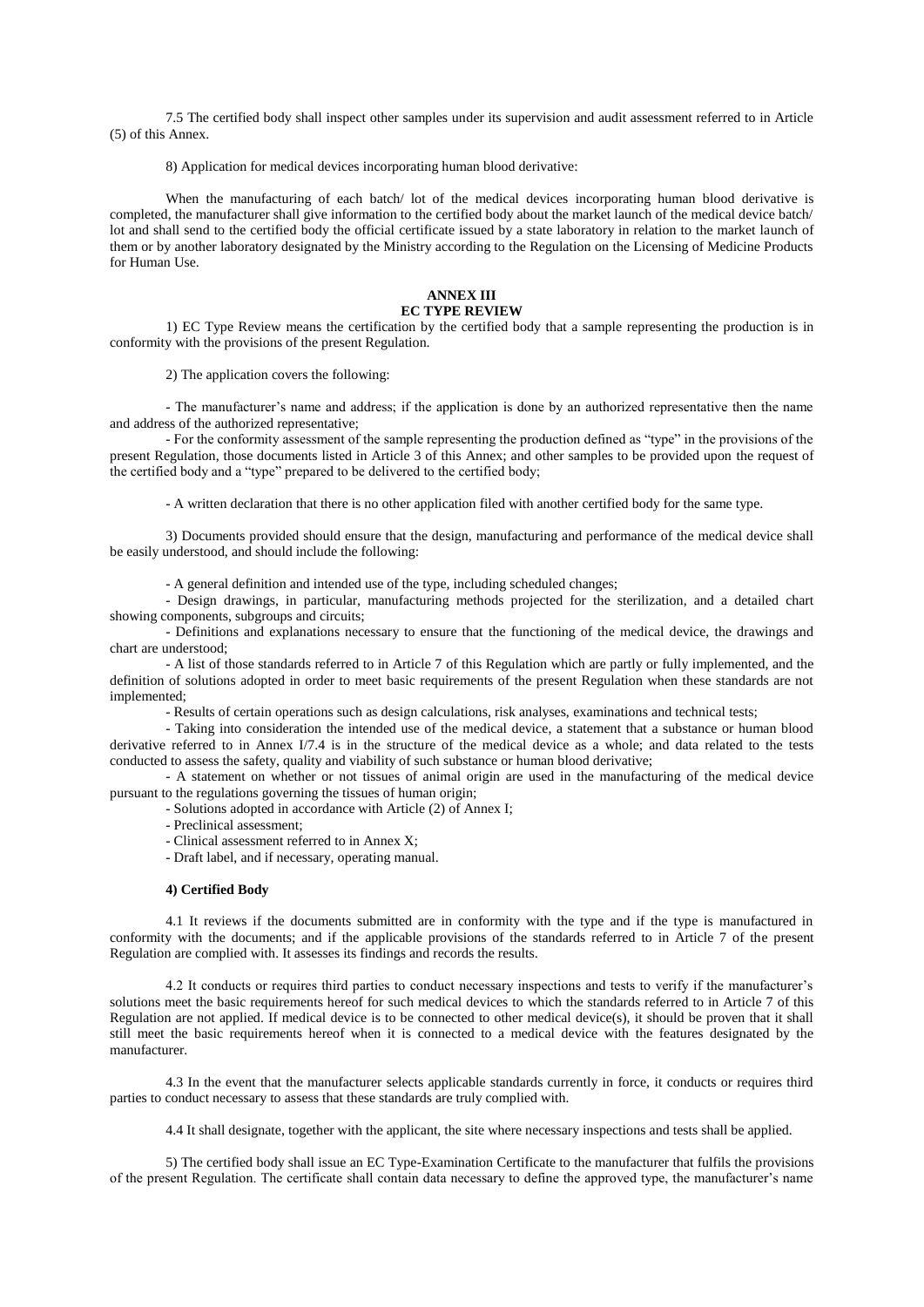7.5 The certified body shall inspect other samples under its supervision and audit assessment referred to in Article (5) of this Annex.

8) Application for medical devices incorporating human blood derivative:

When the manufacturing of each batch/ lot of the medical devices incorporating human blood derivative is completed, the manufacturer shall give information to the certified body about the market launch of the medical device batch/ lot and shall send to the certified body the official certificate issued by a state laboratory in relation to the market launch of them or by another laboratory designated by the Ministry according to the Regulation on the Licensing of Medicine Products for Human Use.

## ANNEX III
## EC TYPE REVIEW

1) EC Type Review means the certification by the certified body that a sample representing the production is in conformity with the provisions of the present Regulation.

2) The application covers the following:

- The manufacturer's name and address; if the application is done by an authorized representative then the name and address of the authorized representative;
- For the conformity assessment of the sample representing the production defined as "type" in the provisions of the present Regulation, those documents listed in Article 3 of this Annex; and other samples to be provided upon the request of the certified body and a "type" prepared to be delivered to the certified body;

- A written declaration that there is no other application filed with another certified body for the same type.

3) Documents provided should ensure that the design, manufacturing and performance of the medical device shall be easily understood, and should include the following:

- A general definition and intended use of the type, including scheduled changes;
- Design drawings, in particular, manufacturing methods projected for the sterilization, and a detailed chart showing components, subgroups and circuits;
- Definitions and explanations necessary to ensure that the functioning of the medical device, the drawings and chart are understood;
- A list of those standards referred to in Article 7 of this Regulation which are partly or fully implemented, and the definition of solutions adopted in order to meet basic requirements of the present Regulation when these standards are not implemented;
- Results of certain operations such as design calculations, risk analyses, examinations and technical tests;
- Taking into consideration the intended use of the medical device, a statement that a substance or human blood derivative referred to in Annex I/7.4 is in the structure of the medical device as a whole; and data related to the tests conducted to assess the safety, quality and viability of such substance or human blood derivative;
- A statement on whether or not tissues of animal origin are used in the manufacturing of the medical device pursuant to the regulations governing the tissues of human origin;
- Solutions adopted in accordance with Article (2) of Annex I;
- Preclinical assessment;
- Clinical assessment referred to in Annex X;
- Draft label, and if necessary, operating manual.

**4) Certified Body**

4.1 It reviews if the documents submitted are in conformity with the type and if the type is manufactured in conformity with the documents; and if the applicable provisions of the standards referred to in Article 7 of the present Regulation are complied with. It assesses its findings and records the results.

4.2 It conducts or requires third parties to conduct necessary inspections and tests to verify if the manufacturer's solutions meet the basic requirements hereof for such medical devices to which the standards referred to in Article 7 of this Regulation are not applied. If medical device is to be connected to other medical device(s), it should be proven that it shall still meet the basic requirements hereof when it is connected to a medical device with the features designated by the manufacturer.

4.3 In the event that the manufacturer selects applicable standards currently in force, it conducts or requires third parties to conduct necessary to assess that these standards are truly complied with.

4.4 It shall designate, together with the applicant, the site where necessary inspections and tests shall be applied.

5) The certified body shall issue an EC Type-Examination Certificate to the manufacturer that fulfils the provisions of the present Regulation. The certificate shall contain data necessary to define the approved type, the manufacturer's name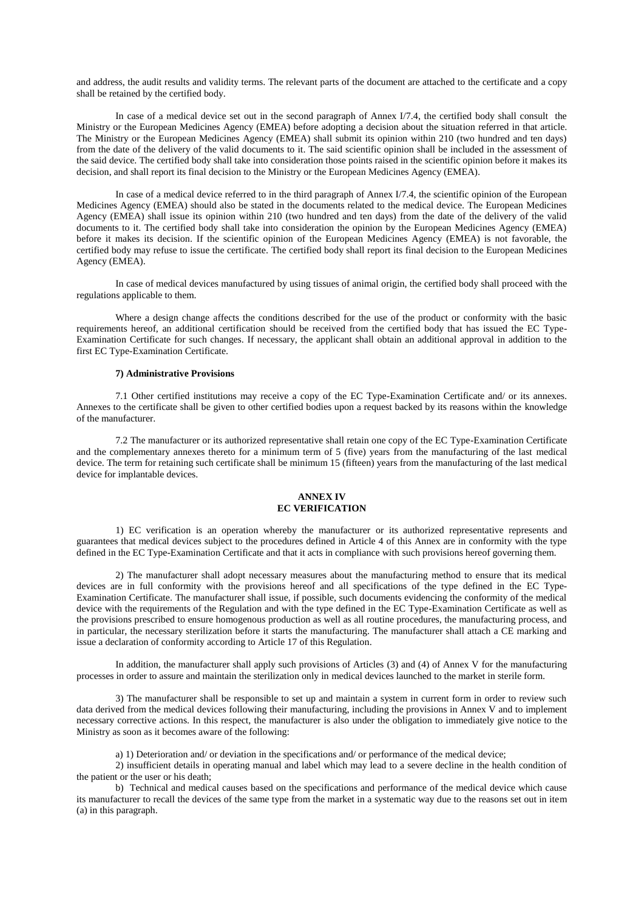and address, the audit results and validity terms. The relevant parts of the document are attached to the certificate and a copy shall be retained by the certified body.

In case of a medical device set out in the second paragraph of Annex I/7.4, the certified body shall consult the Ministry or the European Medicines Agency (EMEA) before adopting a decision about the situation referred in that article. The Ministry or the European Medicines Agency (EMEA) shall submit its opinion within 210 (two hundred and ten days) from the date of the delivery of the valid documents to it. The said scientific opinion shall be included in the assessment of the said device. The certified body shall take into consideration those points raised in the scientific opinion before it makes its decision, and shall report its final decision to the Ministry or the European Medicines Agency (EMEA).

In case of a medical device referred to in the third paragraph of Annex I/7.4, the scientific opinion of the European Medicines Agency (EMEA) should also be stated in the documents related to the medical device. The European Medicines Agency (EMEA) shall issue its opinion within 210 (two hundred and ten days) from the date of the delivery of the valid documents to it. The certified body shall take into consideration the opinion by the European Medicines Agency (EMEA) before it makes its decision. If the scientific opinion of the European Medicines Agency (EMEA) is not favorable, the certified body may refuse to issue the certificate. The certified body shall report its final decision to the European Medicines Agency (EMEA).

In case of medical devices manufactured by using tissues of animal origin, the certified body shall proceed with the regulations applicable to them.

Where a design change affects the conditions described for the use of the product or conformity with the basic requirements hereof, an additional certification should be received from the certified body that has issued the EC Type-Examination Certificate for such changes. If necessary, the applicant shall obtain an additional approval in addition to the first EC Type-Examination Certificate.

**7) Administrative Provisions**

7.1 Other certified institutions may receive a copy of the EC Type-Examination Certificate and/ or its annexes. Annexes to the certificate shall be given to other certified bodies upon a request backed by its reasons within the knowledge of the manufacturer.

7.2 The manufacturer or its authorized representative shall retain one copy of the EC Type-Examination Certificate and the complementary annexes thereto for a minimum term of 5 (five) years from the manufacturing of the last medical device. The term for retaining such certificate shall be minimum 15 (fifteen) years from the manufacturing of the last medical device for implantable devices.

## ANNEX IV
## EC VERIFICATION

1) EC verification is an operation whereby the manufacturer or its authorized representative represents and guarantees that medical devices subject to the procedures defined in Article 4 of this Annex are in conformity with the type defined in the EC Type-Examination Certificate and that it acts in compliance with such provisions hereof governing them.

2) The manufacturer shall adopt necessary measures about the manufacturing method to ensure that its medical devices are in full conformity with the provisions hereof and all specifications of the type defined in the EC Type-Examination Certificate. The manufacturer shall issue, if possible, such documents evidencing the conformity of the medical device with the requirements of the Regulation and with the type defined in the EC Type-Examination Certificate as well as the provisions prescribed to ensure homogenous production as well as all routine procedures, the manufacturing process, and in particular, the necessary sterilization before it starts the manufacturing. The manufacturer shall attach a CE marking and issue a declaration of conformity according to Article 17 of this Regulation.

In addition, the manufacturer shall apply such provisions of Articles (3) and (4) of Annex V for the manufacturing processes in order to assure and maintain the sterilization only in medical devices launched to the market in sterile form.

3) The manufacturer shall be responsible to set up and maintain a system in current form in order to review such data derived from the medical devices following their manufacturing, including the provisions in Annex V and to implement necessary corrective actions. In this respect, the manufacturer is also under the obligation to immediately give notice to the Ministry as soon as it becomes aware of the following:

a) 1) Deterioration and/ or deviation in the specifications and/ or performance of the medical device;

2) insufficient details in operating manual and label which may lead to a severe decline in the health condition of the patient or the user or his death;

b) Technical and medical causes based on the specifications and performance of the medical device which cause its manufacturer to recall the devices of the same type from the market in a systematic way due to the reasons set out in item (a) in this paragraph.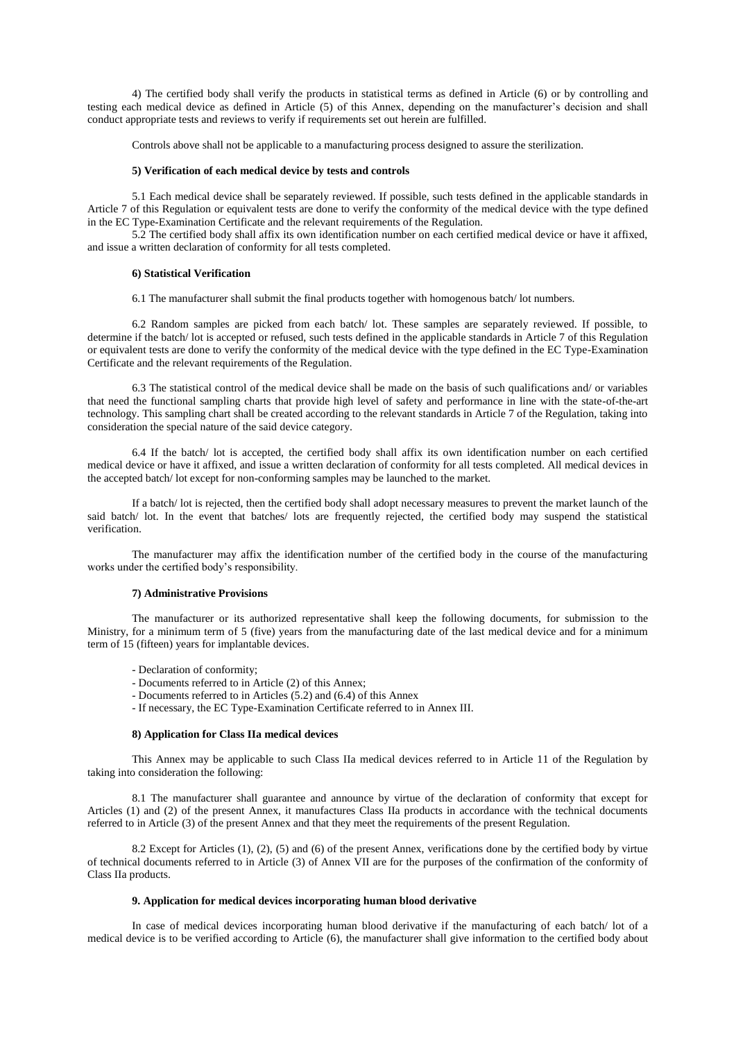4) The certified body shall verify the products in statistical terms as defined in Article (6) or by controlling and testing each medical device as defined in Article (5) of this Annex, depending on the manufacturer's decision and shall conduct appropriate tests and reviews to verify if requirements set out herein are fulfilled.

Controls above shall not be applicable to a manufacturing process designed to assure the sterilization.

#### 5) Verification of each medical device by tests and controls

5.1 Each medical device shall be separately reviewed. If possible, such tests defined in the applicable standards in Article 7 of this Regulation or equivalent tests are done to verify the conformity of the medical device with the type defined in the EC Type-Examination Certificate and the relevant requirements of the Regulation.

5.2 The certified body shall affix its own identification number on each certified medical device or have it affixed, and issue a written declaration of conformity for all tests completed.

#### 6) Statistical Verification

6.1 The manufacturer shall submit the final products together with homogenous batch/ lot numbers.

6.2 Random samples are picked from each batch/ lot. These samples are separately reviewed. If possible, to determine if the batch/ lot is accepted or refused, such tests defined in the applicable standards in Article 7 of this Regulation or equivalent tests are done to verify the conformity of the medical device with the type defined in the EC Type-Examination Certificate and the relevant requirements of the Regulation.

6.3 The statistical control of the medical device shall be made on the basis of such qualifications and/ or variables that need the functional sampling charts that provide high level of safety and performance in line with the state-of-the-art technology. This sampling chart shall be created according to the relevant standards in Article 7 of the Regulation, taking into consideration the special nature of the said device category.

6.4 If the batch/ lot is accepted, the certified body shall affix its own identification number on each certified medical device or have it affixed, and issue a written declaration of conformity for all tests completed. All medical devices in the accepted batch/ lot except for non-conforming samples may be launched to the market.

If a batch/ lot is rejected, then the certified body shall adopt necessary measures to prevent the market launch of the said batch/ lot. In the event that batches/ lots are frequently rejected, the certified body may suspend the statistical verification.

The manufacturer may affix the identification number of the certified body in the course of the manufacturing works under the certified body's responsibility.

#### 7) Administrative Provisions

The manufacturer or its authorized representative shall keep the following documents, for submission to the Ministry, for a minimum term of 5 (five) years from the manufacturing date of the last medical device and for a minimum term of 15 (fifteen) years for implantable devices.

- Declaration of conformity;
- Documents referred to in Article (2) of this Annex;
- Documents referred to in Articles (5.2) and (6.4) of this Annex
- If necessary, the EC Type-Examination Certificate referred to in Annex III.

#### 8) Application for Class IIa medical devices

This Annex may be applicable to such Class IIa medical devices referred to in Article 11 of the Regulation by taking into consideration the following:

8.1 The manufacturer shall guarantee and announce by virtue of the declaration of conformity that except for Articles (1) and (2) of the present Annex, it manufactures Class IIa products in accordance with the technical documents referred to in Article (3) of the present Annex and that they meet the requirements of the present Regulation.

8.2 Except for Articles (1), (2), (5) and (6) of the present Annex, verifications done by the certified body by virtue of technical documents referred to in Article (3) of Annex VII are for the purposes of the confirmation of the conformity of Class IIa products.

#### 9. Application for medical devices incorporating human blood derivative

In case of medical devices incorporating human blood derivative if the manufacturing of each batch/ lot of a medical device is to be verified according to Article (6), the manufacturer shall give information to the certified body about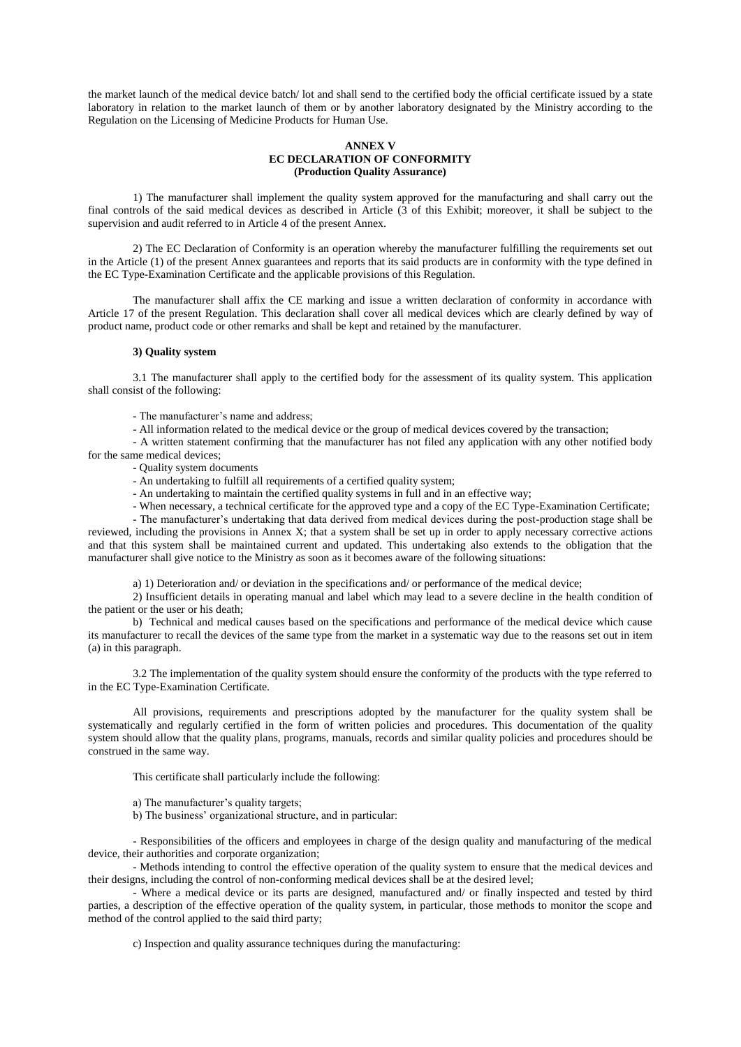the market launch of the medical device batch/ lot and shall send to the certified body the official certificate issued by a state laboratory in relation to the market launch of them or by another laboratory designated by the Ministry according to the Regulation on the Licensing of Medicine Products for Human Use.

## ANNEX V
## EC DECLARATION OF CONFORMITY
## (Production Quality Assurance)

1) The manufacturer shall implement the quality system approved for the manufacturing and shall carry out the final controls of the said medical devices as described in Article (3 of this Exhibit; moreover, it shall be subject to the supervision and audit referred to in Article 4 of the present Annex.

2) The EC Declaration of Conformity is an operation whereby the manufacturer fulfilling the requirements set out in the Article (1) of the present Annex guarantees and reports that its said products are in conformity with the type defined in the EC Type-Examination Certificate and the applicable provisions of this Regulation.

The manufacturer shall affix the CE marking and issue a written declaration of conformity in accordance with Article 17 of the present Regulation. This declaration shall cover all medical devices which are clearly defined by way of product name, product code or other remarks and shall be kept and retained by the manufacturer.

**3) Quality system**

3.1 The manufacturer shall apply to the certified body for the assessment of its quality system. This application shall consist of the following:

- The manufacturer's name and address;
- All information related to the medical device or the group of medical devices covered by the transaction;
- A written statement confirming that the manufacturer has not filed any application with any other notified body for the same medical devices;
- Quality system documents
- An undertaking to fulfill all requirements of a certified quality system;
- An undertaking to maintain the certified quality systems in full and in an effective way;
- When necessary, a technical certificate for the approved type and a copy of the EC Type-Examination Certificate;
- The manufacturer's undertaking that data derived from medical devices during the post-production stage shall be reviewed, including the provisions in Annex X; that a system shall be set up in order to apply necessary corrective actions and that this system shall be maintained current and updated. This undertaking also extends to the obligation that the manufacturer shall give notice to the Ministry as soon as it becomes aware of the following situations:

a) 1) Deterioration and/ or deviation in the specifications and/ or performance of the medical device;

2) Insufficient details in operating manual and label which may lead to a severe decline in the health condition of the patient or the user or his death;

b) Technical and medical causes based on the specifications and performance of the medical device which cause its manufacturer to recall the devices of the same type from the market in a systematic way due to the reasons set out in item (a) in this paragraph.

3.2 The implementation of the quality system should ensure the conformity of the products with the type referred to in the EC Type-Examination Certificate.

All provisions, requirements and prescriptions adopted by the manufacturer for the quality system shall be systematically and regularly certified in the form of written policies and procedures. This documentation of the quality system should allow that the quality plans, programs, manuals, records and similar quality policies and procedures should be construed in the same way.

This certificate shall particularly include the following:

a) The manufacturer's quality targets;

b) The business' organizational structure, and in particular:

- Responsibilities of the officers and employees in charge of the design quality and manufacturing of the medical device, their authorities and corporate organization;
- Methods intending to control the effective operation of the quality system to ensure that the medical devices and their designs, including the control of non-conforming medical devices shall be at the desired level;
- Where a medical device or its parts are designed, manufactured and/ or finally inspected and tested by third parties, a description of the effective operation of the quality system, in particular, those methods to monitor the scope and method of the control applied to the said third party;

c) Inspection and quality assurance techniques during the manufacturing: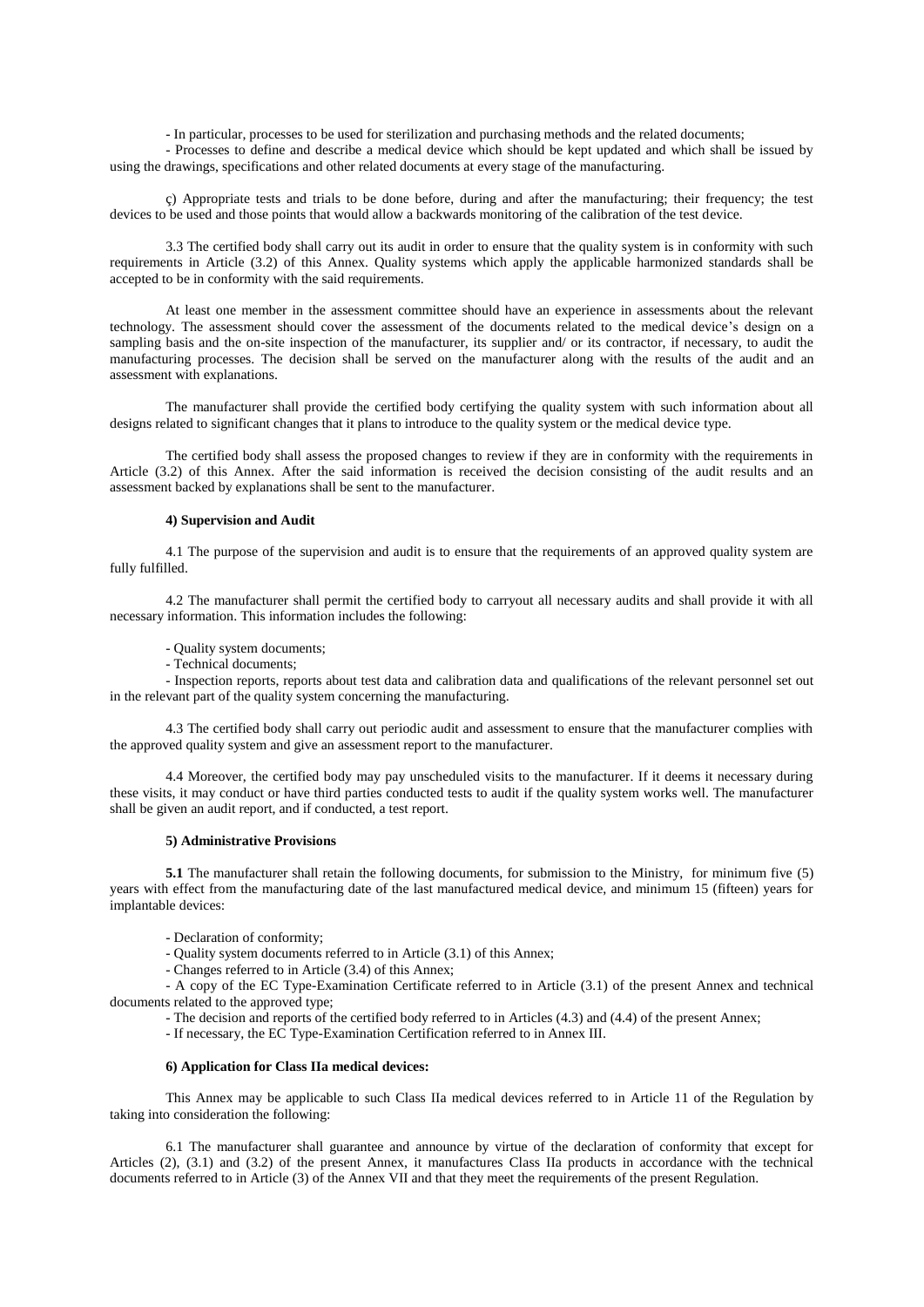- In particular, processes to be used for sterilization and purchasing methods and the related documents;

- Processes to define and describe a medical device which should be kept updated and which shall be issued by using the drawings, specifications and other related documents at every stage of the manufacturing.

ç) Appropriate tests and trials to be done before, during and after the manufacturing; their frequency; the test devices to be used and those points that would allow a backwards monitoring of the calibration of the test device.

3.3 The certified body shall carry out its audit in order to ensure that the quality system is in conformity with such requirements in Article (3.2) of this Annex. Quality systems which apply the applicable harmonized standards shall be accepted to be in conformity with the said requirements.

At least one member in the assessment committee should have an experience in assessments about the relevant technology. The assessment should cover the assessment of the documents related to the medical device's design on a sampling basis and the on-site inspection of the manufacturer, its supplier and/ or its contractor, if necessary, to audit the manufacturing processes. The decision shall be served on the manufacturer along with the results of the audit and an assessment with explanations.

The manufacturer shall provide the certified body certifying the quality system with such information about all designs related to significant changes that it plans to introduce to the quality system or the medical device type.

The certified body shall assess the proposed changes to review if they are in conformity with the requirements in Article (3.2) of this Annex. After the said information is received the decision consisting of the audit results and an assessment backed by explanations shall be sent to the manufacturer.

**4) Supervision and Audit**

4.1 The purpose of the supervision and audit is to ensure that the requirements of an approved quality system are fully fulfilled.

4.2 The manufacturer shall permit the certified body to carryout all necessary audits and shall provide it with all necessary information. This information includes the following:

- Quality system documents;
- Technical documents;
- Inspection reports, reports about test data and calibration data and qualifications of the relevant personnel set out in the relevant part of the quality system concerning the manufacturing.

4.3 The certified body shall carry out periodic audit and assessment to ensure that the manufacturer complies with the approved quality system and give an assessment report to the manufacturer.

4.4 Moreover, the certified body may pay unscheduled visits to the manufacturer. If it deems it necessary during these visits, it may conduct or have third parties conducted tests to audit if the quality system works well. The manufacturer shall be given an audit report, and if conducted, a test report.

**5) Administrative Provisions**

**5.1** The manufacturer shall retain the following documents, for submission to the Ministry, for minimum five (5) years with effect from the manufacturing date of the last manufactured medical device, and minimum 15 (fifteen) years for implantable devices:

- Declaration of conformity;
- Quality system documents referred to in Article (3.1) of this Annex;
- Changes referred to in Article (3.4) of this Annex;
- A copy of the EC Type-Examination Certificate referred to in Article (3.1) of the present Annex and technical documents related to the approved type;
- The decision and reports of the certified body referred to in Articles (4.3) and (4.4) of the present Annex;
- If necessary, the EC Type-Examination Certification referred to in Annex III.

**6) Application for Class IIa medical devices:**

This Annex may be applicable to such Class IIa medical devices referred to in Article 11 of the Regulation by taking into consideration the following:

6.1 The manufacturer shall guarantee and announce by virtue of the declaration of conformity that except for Articles (2), (3.1) and (3.2) of the present Annex, it manufactures Class IIa products in accordance with the technical documents referred to in Article (3) of the Annex VII and that they meet the requirements of the present Regulation.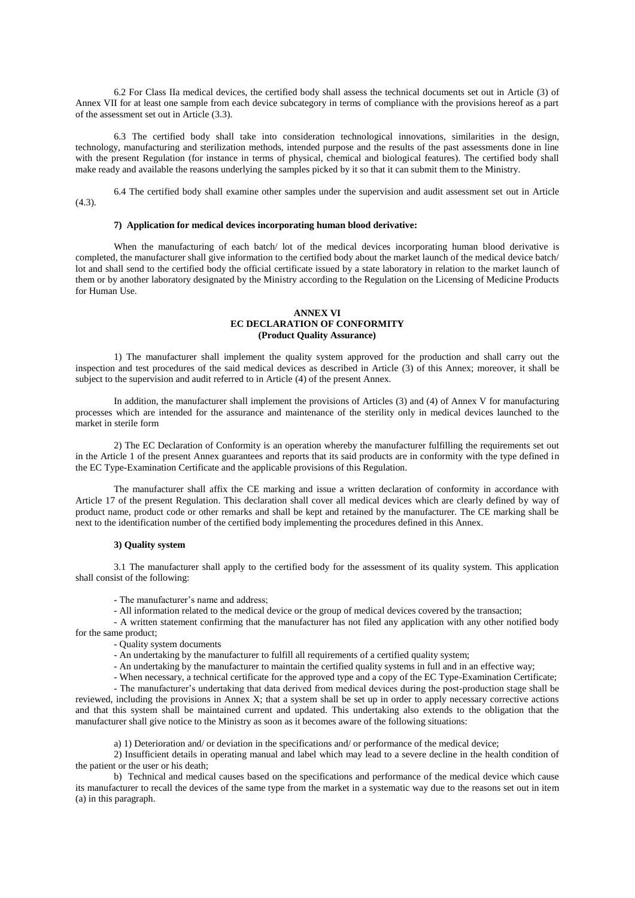6.2 For Class IIa medical devices, the certified body shall assess the technical documents set out in Article (3) of Annex VII for at least one sample from each device subcategory in terms of compliance with the provisions hereof as a part of the assessment set out in Article (3.3).

6.3 The certified body shall take into consideration technological innovations, similarities in the design, technology, manufacturing and sterilization methods, intended purpose and the results of the past assessments done in line with the present Regulation (for instance in terms of physical, chemical and biological features). The certified body shall make ready and available the reasons underlying the samples picked by it so that it can submit them to the Ministry.

6.4 The certified body shall examine other samples under the supervision and audit assessment set out in Article (4.3).

**7) Application for medical devices incorporating human blood derivative:**

When the manufacturing of each batch/ lot of the medical devices incorporating human blood derivative is completed, the manufacturer shall give information to the certified body about the market launch of the medical device batch/ lot and shall send to the certified body the official certificate issued by a state laboratory in relation to the market launch of them or by another laboratory designated by the Ministry according to the Regulation on the Licensing of Medicine Products for Human Use.

## ANNEX VI
## EC DECLARATION OF CONFORMITY
## (Product Quality Assurance)

1) The manufacturer shall implement the quality system approved for the production and shall carry out the inspection and test procedures of the said medical devices as described in Article (3) of this Annex; moreover, it shall be subject to the supervision and audit referred to in Article (4) of the present Annex.

In addition, the manufacturer shall implement the provisions of Articles (3) and (4) of Annex V for manufacturing processes which are intended for the assurance and maintenance of the sterility only in medical devices launched to the market in sterile form

2) The EC Declaration of Conformity is an operation whereby the manufacturer fulfilling the requirements set out in the Article 1 of the present Annex guarantees and reports that its said products are in conformity with the type defined in the EC Type-Examination Certificate and the applicable provisions of this Regulation.

The manufacturer shall affix the CE marking and issue a written declaration of conformity in accordance with Article 17 of the present Regulation. This declaration shall cover all medical devices which are clearly defined by way of product name, product code or other remarks and shall be kept and retained by the manufacturer. The CE marking shall be next to the identification number of the certified body implementing the procedures defined in this Annex.

**3) Quality system**

3.1 The manufacturer shall apply to the certified body for the assessment of its quality system. This application shall consist of the following:

- The manufacturer's name and address;
- All information related to the medical device or the group of medical devices covered by the transaction;
- A written statement confirming that the manufacturer has not filed any application with any other notified body for the same product;
- Quality system documents
- An undertaking by the manufacturer to fulfill all requirements of a certified quality system;
- An undertaking by the manufacturer to maintain the certified quality systems in full and in an effective way;
- When necessary, a technical certificate for the approved type and a copy of the EC Type-Examination Certificate;
- The manufacturer's undertaking that data derived from medical devices during the post-production stage shall be reviewed, including the provisions in Annex X; that a system shall be set up in order to apply necessary corrective actions and that this system shall be maintained current and updated. This undertaking also extends to the obligation that the manufacturer shall give notice to the Ministry as soon as it becomes aware of the following situations:

a) 1) Deterioration and/ or deviation in the specifications and/ or performance of the medical device;

2) Insufficient details in operating manual and label which may lead to a severe decline in the health condition of the patient or the user or his death;

b) Technical and medical causes based on the specifications and performance of the medical device which cause its manufacturer to recall the devices of the same type from the market in a systematic way due to the reasons set out in item (a) in this paragraph.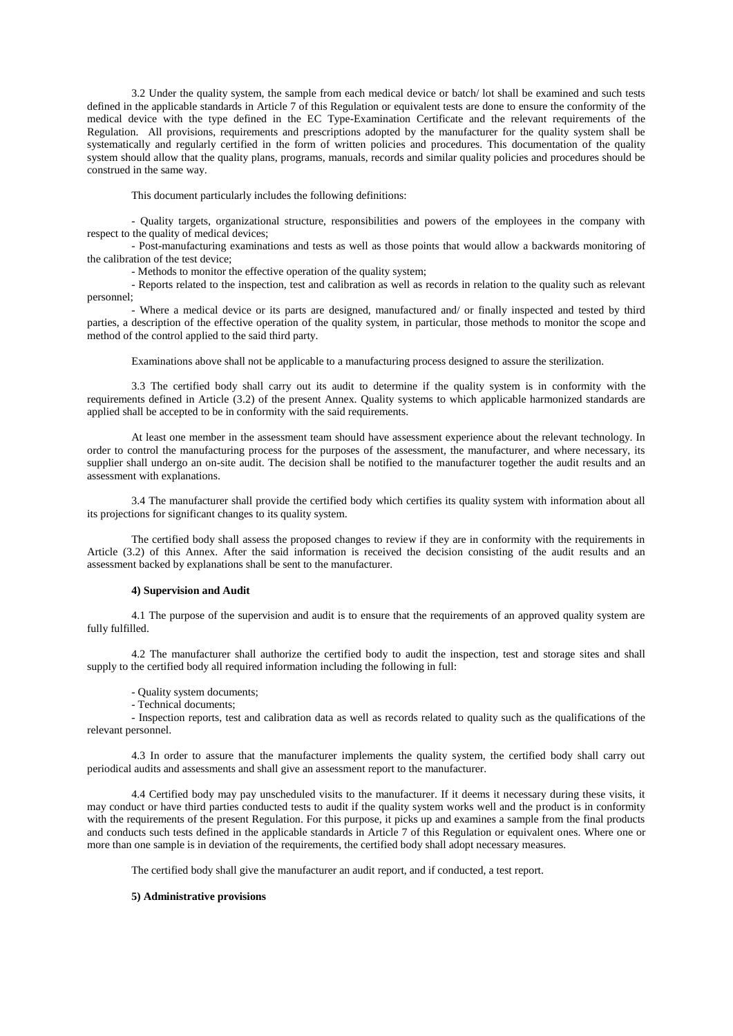3.2 Under the quality system, the sample from each medical device or batch/ lot shall be examined and such tests defined in the applicable standards in Article 7 of this Regulation or equivalent tests are done to ensure the conformity of the medical device with the type defined in the EC Type-Examination Certificate and the relevant requirements of the Regulation. All provisions, requirements and prescriptions adopted by the manufacturer for the quality system shall be systematically and regularly certified in the form of written policies and procedures. This documentation of the quality system should allow that the quality plans, programs, manuals, records and similar quality policies and procedures should be construed in the same way.

This document particularly includes the following definitions:

- Quality targets, organizational structure, responsibilities and powers of the employees in the company with respect to the quality of medical devices;
- Post-manufacturing examinations and tests as well as those points that would allow a backwards monitoring of the calibration of the test device;
- Methods to monitor the effective operation of the quality system;
- Reports related to the inspection, test and calibration as well as records in relation to the quality such as relevant personnel;
- Where a medical device or its parts are designed, manufactured and/ or finally inspected and tested by third parties, a description of the effective operation of the quality system, in particular, those methods to monitor the scope and method of the control applied to the said third party.

Examinations above shall not be applicable to a manufacturing process designed to assure the sterilization.

3.3 The certified body shall carry out its audit to determine if the quality system is in conformity with the requirements defined in Article (3.2) of the present Annex. Quality systems to which applicable harmonized standards are applied shall be accepted to be in conformity with the said requirements.

At least one member in the assessment team should have assessment experience about the relevant technology. In order to control the manufacturing process for the purposes of the assessment, the manufacturer, and where necessary, its supplier shall undergo an on-site audit. The decision shall be notified to the manufacturer together the audit results and an assessment with explanations.

3.4 The manufacturer shall provide the certified body which certifies its quality system with information about all its projections for significant changes to its quality system.

The certified body shall assess the proposed changes to review if they are in conformity with the requirements in Article (3.2) of this Annex. After the said information is received the decision consisting of the audit results and an assessment backed by explanations shall be sent to the manufacturer.

**4) Supervision and Audit**

4.1 The purpose of the supervision and audit is to ensure that the requirements of an approved quality system are fully fulfilled.

4.2 The manufacturer shall authorize the certified body to audit the inspection, test and storage sites and shall supply to the certified body all required information including the following in full:

- Quality system documents;
- Technical documents;
- Inspection reports, test and calibration data as well as records related to quality such as the qualifications of the relevant personnel.

4.3 In order to assure that the manufacturer implements the quality system, the certified body shall carry out periodical audits and assessments and shall give an assessment report to the manufacturer.

4.4 Certified body may pay unscheduled visits to the manufacturer. If it deems it necessary during these visits, it may conduct or have third parties conducted tests to audit if the quality system works well and the product is in conformity with the requirements of the present Regulation. For this purpose, it picks up and examines a sample from the final products and conducts such tests defined in the applicable standards in Article 7 of this Regulation or equivalent ones. Where one or more than one sample is in deviation of the requirements, the certified body shall adopt necessary measures.

The certified body shall give the manufacturer an audit report, and if conducted, a test report.

**5) Administrative provisions**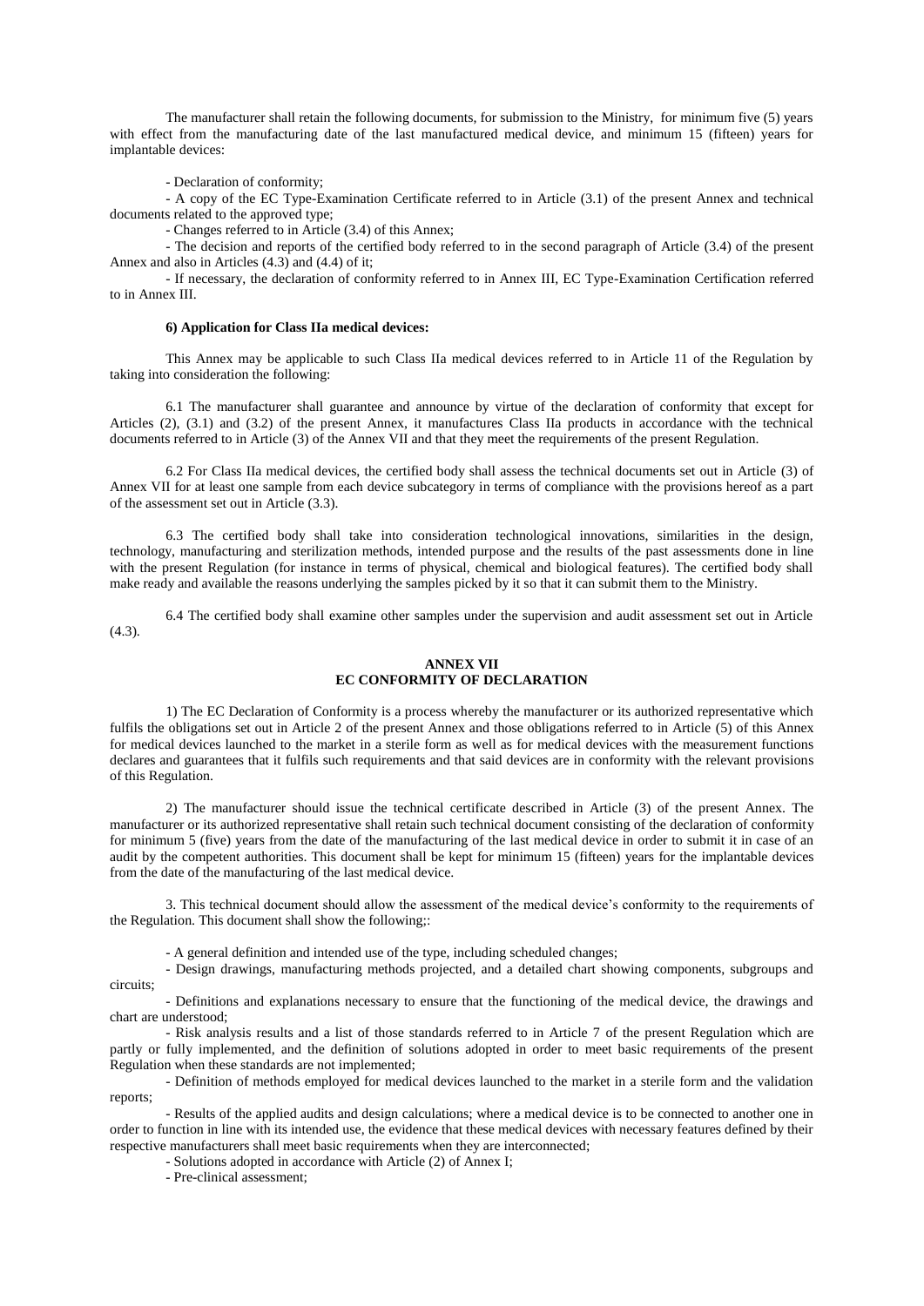The manufacturer shall retain the following documents, for submission to the Ministry, for minimum five (5) years with effect from the manufacturing date of the last manufactured medical device, and minimum 15 (fifteen) years for implantable devices:

- Declaration of conformity;
- A copy of the EC Type-Examination Certificate referred to in Article (3.1) of the present Annex and technical documents related to the approved type;
- Changes referred to in Article (3.4) of this Annex;
- The decision and reports of the certified body referred to in the second paragraph of Article (3.4) of the present Annex and also in Articles (4.3) and (4.4) of it;
- If necessary, the declaration of conformity referred to in Annex III, EC Type-Examination Certification referred to in Annex III.

**6) Application for Class IIa medical devices:**

This Annex may be applicable to such Class IIa medical devices referred to in Article 11 of the Regulation by taking into consideration the following:

6.1 The manufacturer shall guarantee and announce by virtue of the declaration of conformity that except for Articles (2), (3.1) and (3.2) of the present Annex, it manufactures Class IIa products in accordance with the technical documents referred to in Article (3) of the Annex VII and that they meet the requirements of the present Regulation.

6.2 For Class IIa medical devices, the certified body shall assess the technical documents set out in Article (3) of Annex VII for at least one sample from each device subcategory in terms of compliance with the provisions hereof as a part of the assessment set out in Article (3.3).

6.3 The certified body shall take into consideration technological innovations, similarities in the design, technology, manufacturing and sterilization methods, intended purpose and the results of the past assessments done in line with the present Regulation (for instance in terms of physical, chemical and biological features). The certified body shall make ready and available the reasons underlying the samples picked by it so that it can submit them to the Ministry.

6.4 The certified body shall examine other samples under the supervision and audit assessment set out in Article (4.3).

## ANNEX VII
## EC CONFORMITY OF DECLARATION

1) The EC Declaration of Conformity is a process whereby the manufacturer or its authorized representative which fulfils the obligations set out in Article 2 of the present Annex and those obligations referred to in Article (5) of this Annex for medical devices launched to the market in a sterile form as well as for medical devices with the measurement functions declares and guarantees that it fulfils such requirements and that said devices are in conformity with the relevant provisions of this Regulation.

2) The manufacturer should issue the technical certificate described in Article (3) of the present Annex. The manufacturer or its authorized representative shall retain such technical document consisting of the declaration of conformity for minimum 5 (five) years from the date of the manufacturing of the last medical device in order to submit it in case of an audit by the competent authorities. This document shall be kept for minimum 15 (fifteen) years for the implantable devices from the date of the manufacturing of the last medical device.

3. This technical document should allow the assessment of the medical device's conformity to the requirements of the Regulation. This document shall show the following;:

- A general definition and intended use of the type, including scheduled changes;
- Design drawings, manufacturing methods projected, and a detailed chart showing components, subgroups and circuits;
- Definitions and explanations necessary to ensure that the functioning of the medical device, the drawings and chart are understood;
- Risk analysis results and a list of those standards referred to in Article 7 of the present Regulation which are partly or fully implemented, and the definition of solutions adopted in order to meet basic requirements of the present Regulation when these standards are not implemented;
- Definition of methods employed for medical devices launched to the market in a sterile form and the validation reports;
- Results of the applied audits and design calculations; where a medical device is to be connected to another one in order to function in line with its intended use, the evidence that these medical devices with necessary features defined by their respective manufacturers shall meet basic requirements when they are interconnected;
- Solutions adopted in accordance with Article (2) of Annex I;
- Pre-clinical assessment;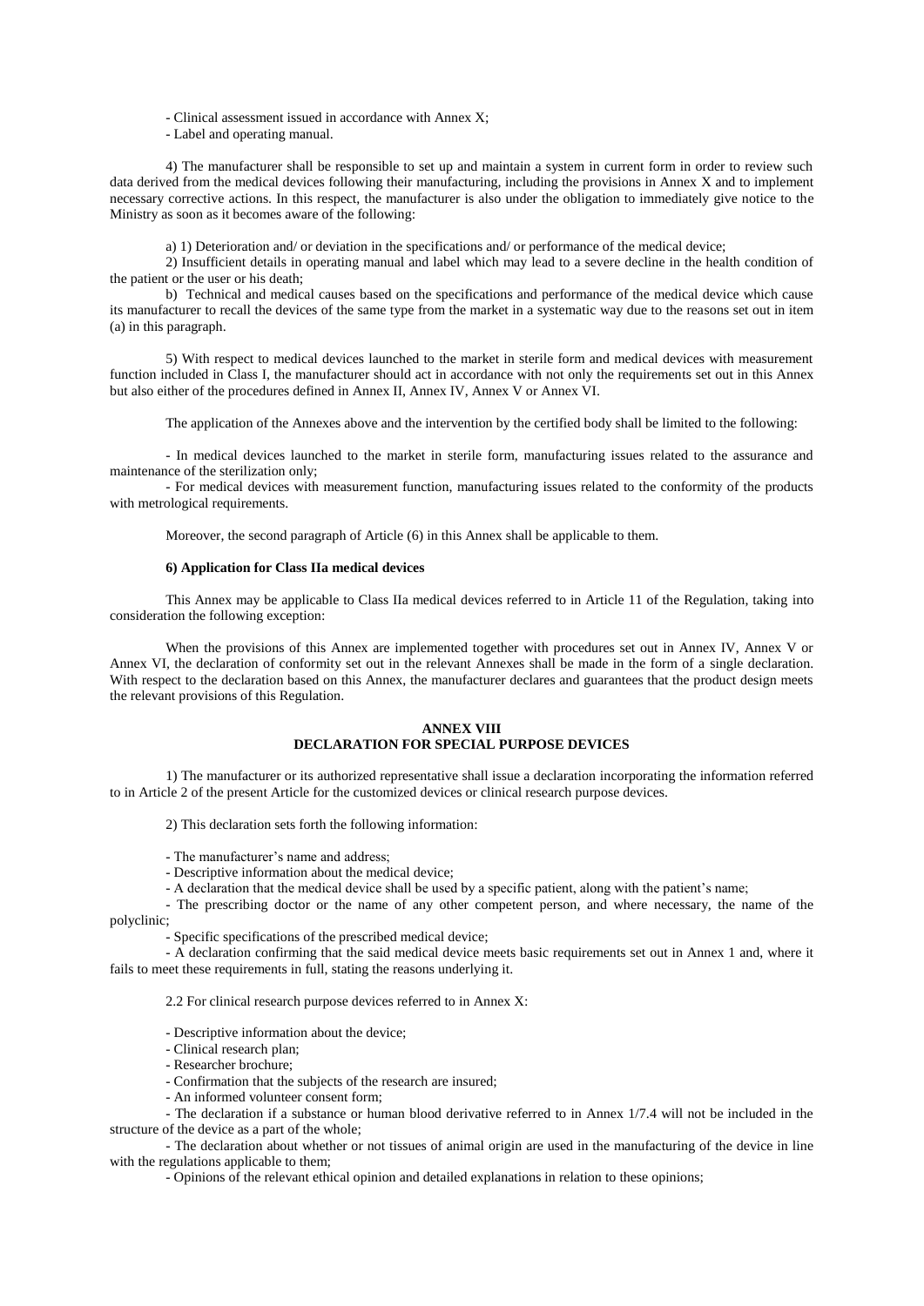- Clinical assessment issued in accordance with Annex X;

- Label and operating manual.

4) The manufacturer shall be responsible to set up and maintain a system in current form in order to review such data derived from the medical devices following their manufacturing, including the provisions in Annex X and to implement necessary corrective actions. In this respect, the manufacturer is also under the obligation to immediately give notice to the Ministry as soon as it becomes aware of the following:

a) 1) Deterioration and/ or deviation in the specifications and/ or performance of the medical device;

2) Insufficient details in operating manual and label which may lead to a severe decline in the health condition of the patient or the user or his death;

b) Technical and medical causes based on the specifications and performance of the medical device which cause its manufacturer to recall the devices of the same type from the market in a systematic way due to the reasons set out in item (a) in this paragraph.

5) With respect to medical devices launched to the market in sterile form and medical devices with measurement function included in Class I, the manufacturer should act in accordance with not only the requirements set out in this Annex but also either of the procedures defined in Annex II, Annex IV, Annex V or Annex VI.

The application of the Annexes above and the intervention by the certified body shall be limited to the following:

- In medical devices launched to the market in sterile form, manufacturing issues related to the assurance and maintenance of the sterilization only;

- For medical devices with measurement function, manufacturing issues related to the conformity of the products with metrological requirements.

Moreover, the second paragraph of Article (6) in this Annex shall be applicable to them.

**6) Application for Class IIa medical devices**

This Annex may be applicable to Class IIa medical devices referred to in Article 11 of the Regulation, taking into consideration the following exception:

When the provisions of this Annex are implemented together with procedures set out in Annex IV, Annex V or Annex VI, the declaration of conformity set out in the relevant Annexes shall be made in the form of a single declaration. With respect to the declaration based on this Annex, the manufacturer declares and guarantees that the product design meets the relevant provisions of this Regulation.

## ANNEX VIII
## DECLARATION FOR SPECIAL PURPOSE DEVICES

1) The manufacturer or its authorized representative shall issue a declaration incorporating the information referred to in Article 2 of the present Article for the customized devices or clinical research purpose devices.

2) This declaration sets forth the following information:

- The manufacturer's name and address;
- Descriptive information about the medical device;
- A declaration that the medical device shall be used by a specific patient, along with the patient's name;
- The prescribing doctor or the name of any other competent person, and where necessary, the name of the polyclinic;
- Specific specifications of the prescribed medical device;
- A declaration confirming that the said medical device meets basic requirements set out in Annex 1 and, where it fails to meet these requirements in full, stating the reasons underlying it.

2.2 For clinical research purpose devices referred to in Annex X:

- Descriptive information about the device;
- Clinical research plan;
- Researcher brochure;
- Confirmation that the subjects of the research are insured;
- An informed volunteer consent form;
- The declaration if a substance or human blood derivative referred to in Annex 1/7.4 will not be included in the structure of the device as a part of the whole;
- The declaration about whether or not tissues of animal origin are used in the manufacturing of the device in line with the regulations applicable to them;
- Opinions of the relevant ethical opinion and detailed explanations in relation to these opinions;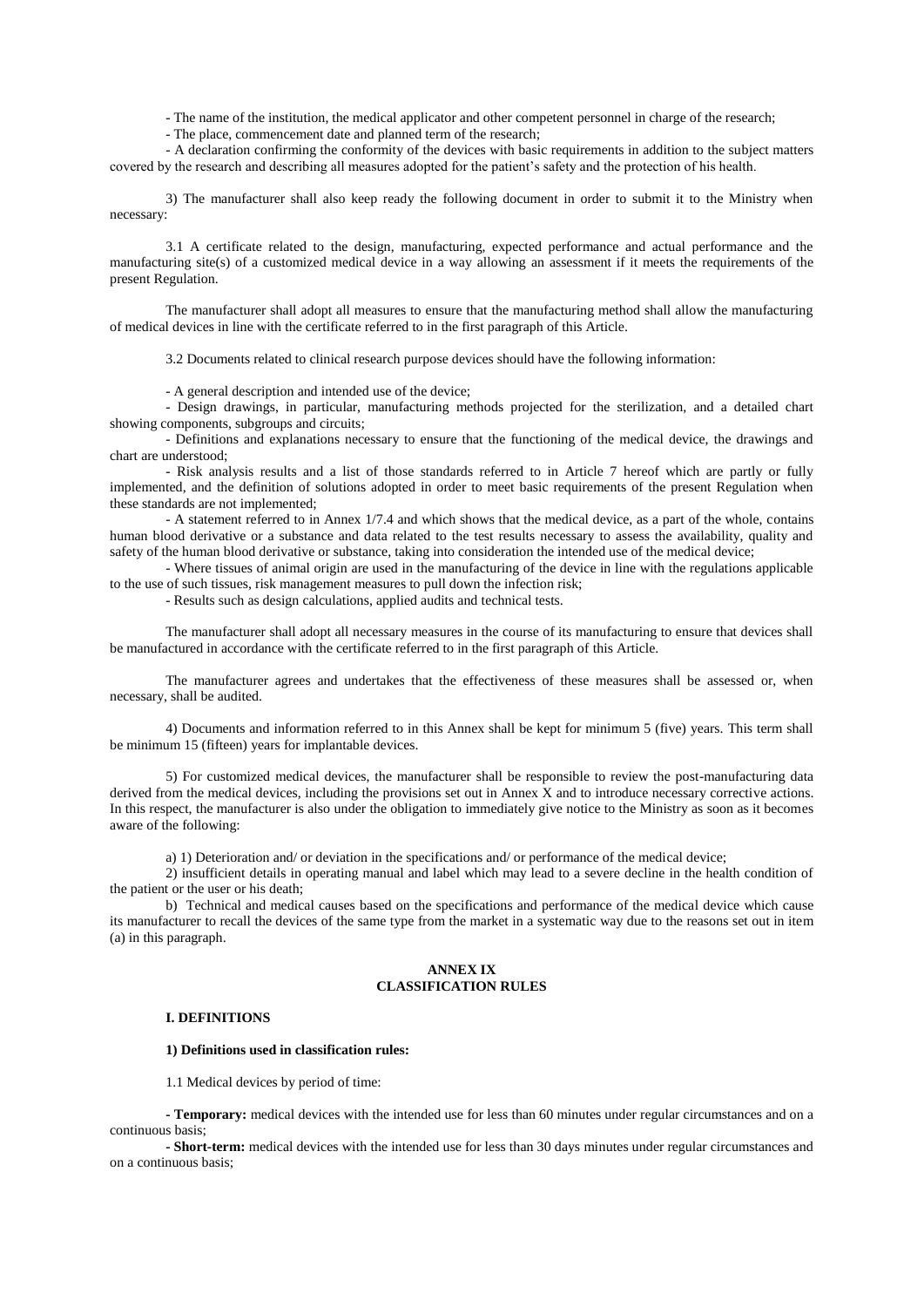- The name of the institution, the medical applicator and other competent personnel in charge of the research;

- The place, commencement date and planned term of the research;

- A declaration confirming the conformity of the devices with basic requirements in addition to the subject matters covered by the research and describing all measures adopted for the patient's safety and the protection of his health.

3) The manufacturer shall also keep ready the following document in order to submit it to the Ministry when necessary:

3.1 A certificate related to the design, manufacturing, expected performance and actual performance and the manufacturing site(s) of a customized medical device in a way allowing an assessment if it meets the requirements of the present Regulation.

The manufacturer shall adopt all measures to ensure that the manufacturing method shall allow the manufacturing of medical devices in line with the certificate referred to in the first paragraph of this Article.

3.2 Documents related to clinical research purpose devices should have the following information:

- A general description and intended use of the device;
- Design drawings, in particular, manufacturing methods projected for the sterilization, and a detailed chart showing components, subgroups and circuits;
- Definitions and explanations necessary to ensure that the functioning of the medical device, the drawings and chart are understood;
- Risk analysis results and a list of those standards referred to in Article 7 hereof which are partly or fully implemented, and the definition of solutions adopted in order to meet basic requirements of the present Regulation when these standards are not implemented;
- A statement referred to in Annex 1/7.4 and which shows that the medical device, as a part of the whole, contains human blood derivative or a substance and data related to the test results necessary to assess the availability, quality and safety of the human blood derivative or substance, taking into consideration the intended use of the medical device;
- Where tissues of animal origin are used in the manufacturing of the device in line with the regulations applicable to the use of such tissues, risk management measures to pull down the infection risk;
- Results such as design calculations, applied audits and technical tests.

The manufacturer shall adopt all necessary measures in the course of its manufacturing to ensure that devices shall be manufactured in accordance with the certificate referred to in the first paragraph of this Article.

The manufacturer agrees and undertakes that the effectiveness of these measures shall be assessed or, when necessary, shall be audited.

4) Documents and information referred to in this Annex shall be kept for minimum 5 (five) years. This term shall be minimum 15 (fifteen) years for implantable devices.

5) For customized medical devices, the manufacturer shall be responsible to review the post-manufacturing data derived from the medical devices, including the provisions set out in Annex X and to introduce necessary corrective actions. In this respect, the manufacturer is also under the obligation to immediately give notice to the Ministry as soon as it becomes aware of the following:

a) 1) Deterioration and/ or deviation in the specifications and/ or performance of the medical device;

2) insufficient details in operating manual and label which may lead to a severe decline in the health condition of the patient or the user or his death;

b) Technical and medical causes based on the specifications and performance of the medical device which cause its manufacturer to recall the devices of the same type from the market in a systematic way due to the reasons set out in item (a) in this paragraph.

## ANNEX IX
## CLASSIFICATION RULES

### I. DEFINITIONS

**1) Definitions used in classification rules:**

1.1 Medical devices by period of time:

**- Temporary:** medical devices with the intended use for less than 60 minutes under regular circumstances and on a continuous basis;

**- Short-term:** medical devices with the intended use for less than 30 days minutes under regular circumstances and on a continuous basis;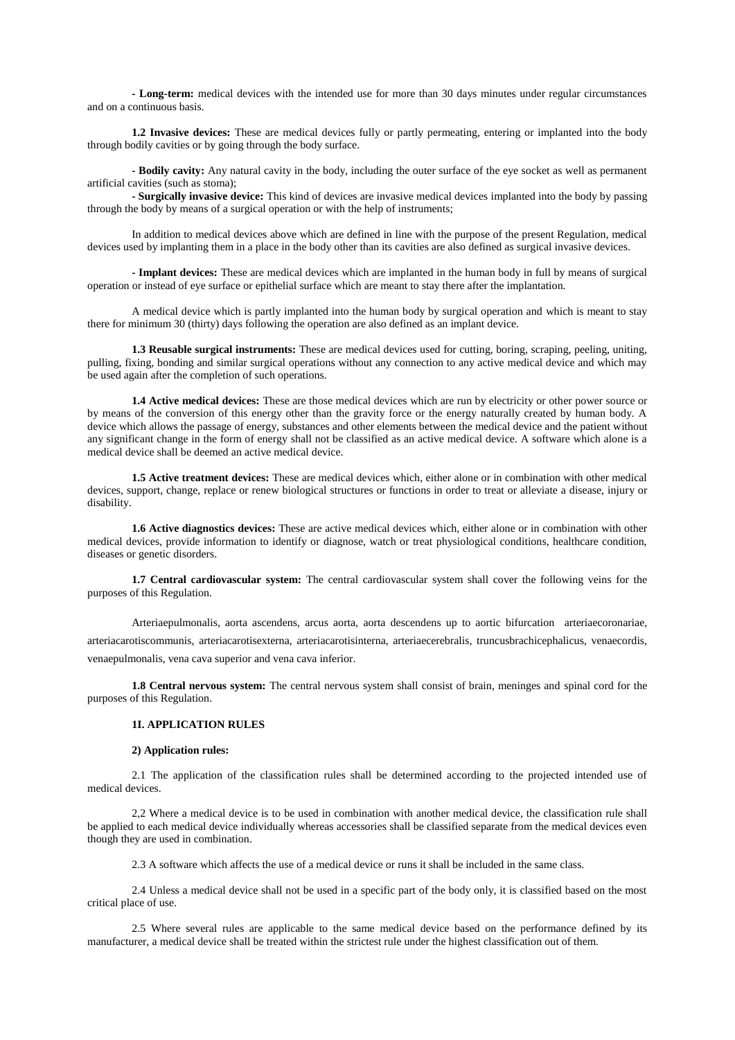**- Long-term:** medical devices with the intended use for more than 30 days minutes under regular circumstances and on a continuous basis.

**1.2 Invasive devices:** These are medical devices fully or partly permeating, entering or implanted into the body through bodily cavities or by going through the body surface.

**- Bodily cavity:** Any natural cavity in the body, including the outer surface of the eye socket as well as permanent artificial cavities (such as stoma);

**- Surgically invasive device:** This kind of devices are invasive medical devices implanted into the body by passing through the body by means of a surgical operation or with the help of instruments;

In addition to medical devices above which are defined in line with the purpose of the present Regulation, medical devices used by implanting them in a place in the body other than its cavities are also defined as surgical invasive devices.

**- Implant devices:** These are medical devices which are implanted in the human body in full by means of surgical operation or instead of eye surface or epithelial surface which are meant to stay there after the implantation.

A medical device which is partly implanted into the human body by surgical operation and which is meant to stay there for minimum 30 (thirty) days following the operation are also defined as an implant device.

**1.3 Reusable surgical instruments:** These are medical devices used for cutting, boring, scraping, peeling, uniting, pulling, fixing, bonding and similar surgical operations without any connection to any active medical device and which may be used again after the completion of such operations.

**1.4 Active medical devices:** These are those medical devices which are run by electricity or other power source or by means of the conversion of this energy other than the gravity force or the energy naturally created by human body. A device which allows the passage of energy, substances and other elements between the medical device and the patient without any significant change in the form of energy shall not be classified as an active medical device. A software which alone is a medical device shall be deemed an active medical device.

**1.5 Active treatment devices:** These are medical devices which, either alone or in combination with other medical devices, support, change, replace or renew biological structures or functions in order to treat or alleviate a disease, injury or disability.

**1.6 Active diagnostics devices:** These are active medical devices which, either alone or in combination with other medical devices, provide information to identify or diagnose, watch or treat physiological conditions, healthcare condition, diseases or genetic disorders.

**1.7 Central cardiovascular system:** The central cardiovascular system shall cover the following veins for the purposes of this Regulation.

Arteriaepulmonalis, aorta ascendens, arcus aorta, aorta descendens up to aortic bifurcation arteriaecoronariae, arteriacarotiscommunis, arteriacarotisexterna, arteriacarotisinterna, arteriaecerebralis, truncusbrachicephalicus, venaecordis, venaepulmonalis, vena cava superior and vena cava inferior.

**1.8 Central nervous system:** The central nervous system shall consist of brain, meninges and spinal cord for the purposes of this Regulation.

**1I. APPLICATION RULES**

**2) Application rules:**

2.1 The application of the classification rules shall be determined according to the projected intended use of medical devices.

2,2 Where a medical device is to be used in combination with another medical device, the classification rule shall be applied to each medical device individually whereas accessories shall be classified separate from the medical devices even though they are used in combination.

2.3 A software which affects the use of a medical device or runs it shall be included in the same class.

2.4 Unless a medical device shall not be used in a specific part of the body only, it is classified based on the most critical place of use.

2.5 Where several rules are applicable to the same medical device based on the performance defined by its manufacturer, a medical device shall be treated within the strictest rule under the highest classification out of them.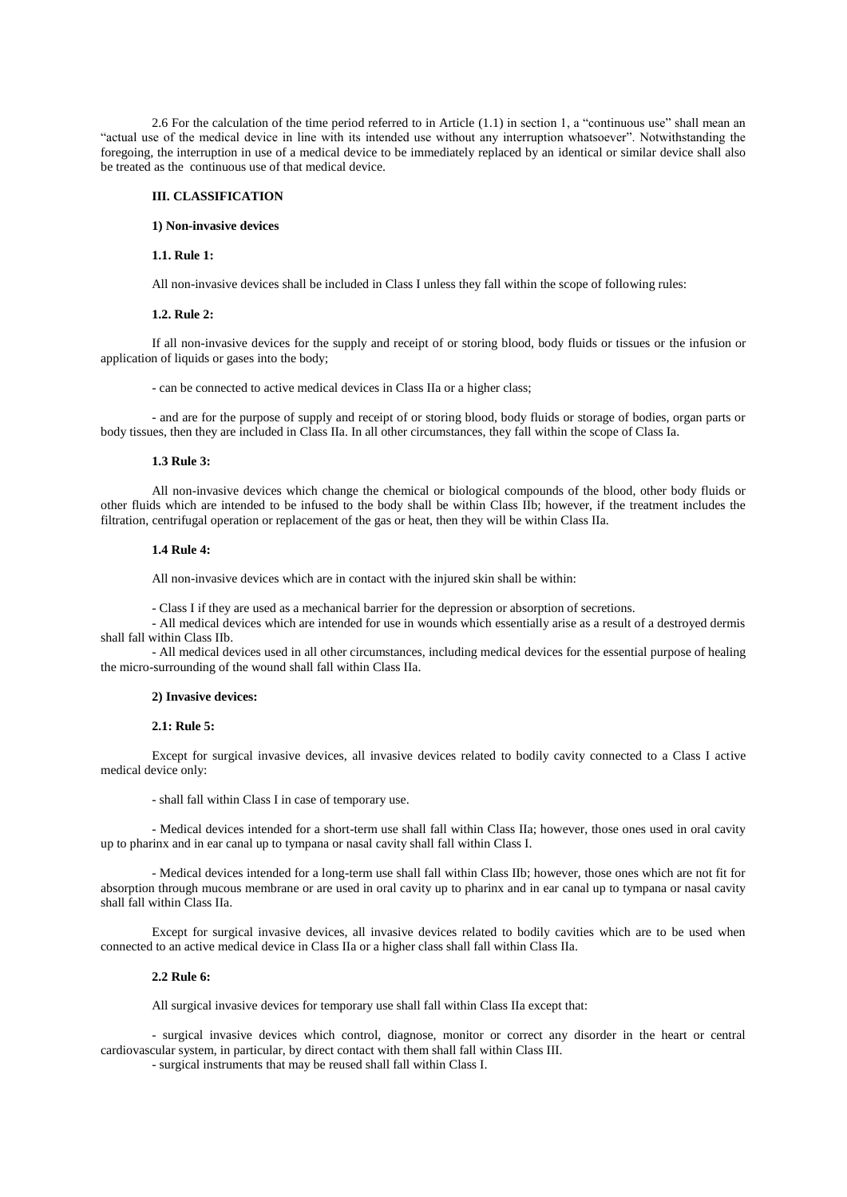2.6 For the calculation of the time period referred to in Article (1.1) in section 1, a "continuous use" shall mean an "actual use of the medical device in line with its intended use without any interruption whatsoever". Notwithstanding the foregoing, the interruption in use of a medical device to be immediately replaced by an identical or similar device shall also be treated as the continuous use of that medical device.

## III. CLASSIFICATION

### 1) Non-invasive devices

**1.1. Rule 1:**

All non-invasive devices shall be included in Class I unless they fall within the scope of following rules:

**1.2. Rule 2:**

If all non-invasive devices for the supply and receipt of or storing blood, body fluids or tissues or the infusion or application of liquids or gases into the body;

- can be connected to active medical devices in Class IIa or a higher class;

- and are for the purpose of supply and receipt of or storing blood, body fluids or storage of bodies, organ parts or body tissues, then they are included in Class IIa. In all other circumstances, they fall within the scope of Class Ia.

**1.3 Rule 3:**

All non-invasive devices which change the chemical or biological compounds of the blood, other body fluids or other fluids which are intended to be infused to the body shall be within Class IIb; however, if the treatment includes the filtration, centrifugal operation or replacement of the gas or heat, then they will be within Class IIa.

**1.4 Rule 4:**

All non-invasive devices which are in contact with the injured skin shall be within:

- Class I if they are used as a mechanical barrier for the depression or absorption of secretions.
- All medical devices which are intended for use in wounds which essentially arise as a result of a destroyed dermis shall fall within Class IIb.
- All medical devices used in all other circumstances, including medical devices for the essential purpose of healing the micro-surrounding of the wound shall fall within Class IIa.

### 2) Invasive devices:

**2.1: Rule 5:**

Except for surgical invasive devices, all invasive devices related to bodily cavity connected to a Class I active medical device only:

- shall fall within Class I in case of temporary use.

- Medical devices intended for a short-term use shall fall within Class IIa; however, those ones used in oral cavity up to pharinx and in ear canal up to tympana or nasal cavity shall fall within Class I.

- Medical devices intended for a long-term use shall fall within Class IIb; however, those ones which are not fit for absorption through mucous membrane or are used in oral cavity up to pharinx and in ear canal up to tympana or nasal cavity shall fall within Class IIa.

Except for surgical invasive devices, all invasive devices related to bodily cavities which are to be used when connected to an active medical device in Class IIa or a higher class shall fall within Class IIa.

**2.2 Rule 6:**

All surgical invasive devices for temporary use shall fall within Class IIa except that:

- surgical invasive devices which control, diagnose, monitor or correct any disorder in the heart or central cardiovascular system, in particular, by direct contact with them shall fall within Class III.
- surgical instruments that may be reused shall fall within Class I.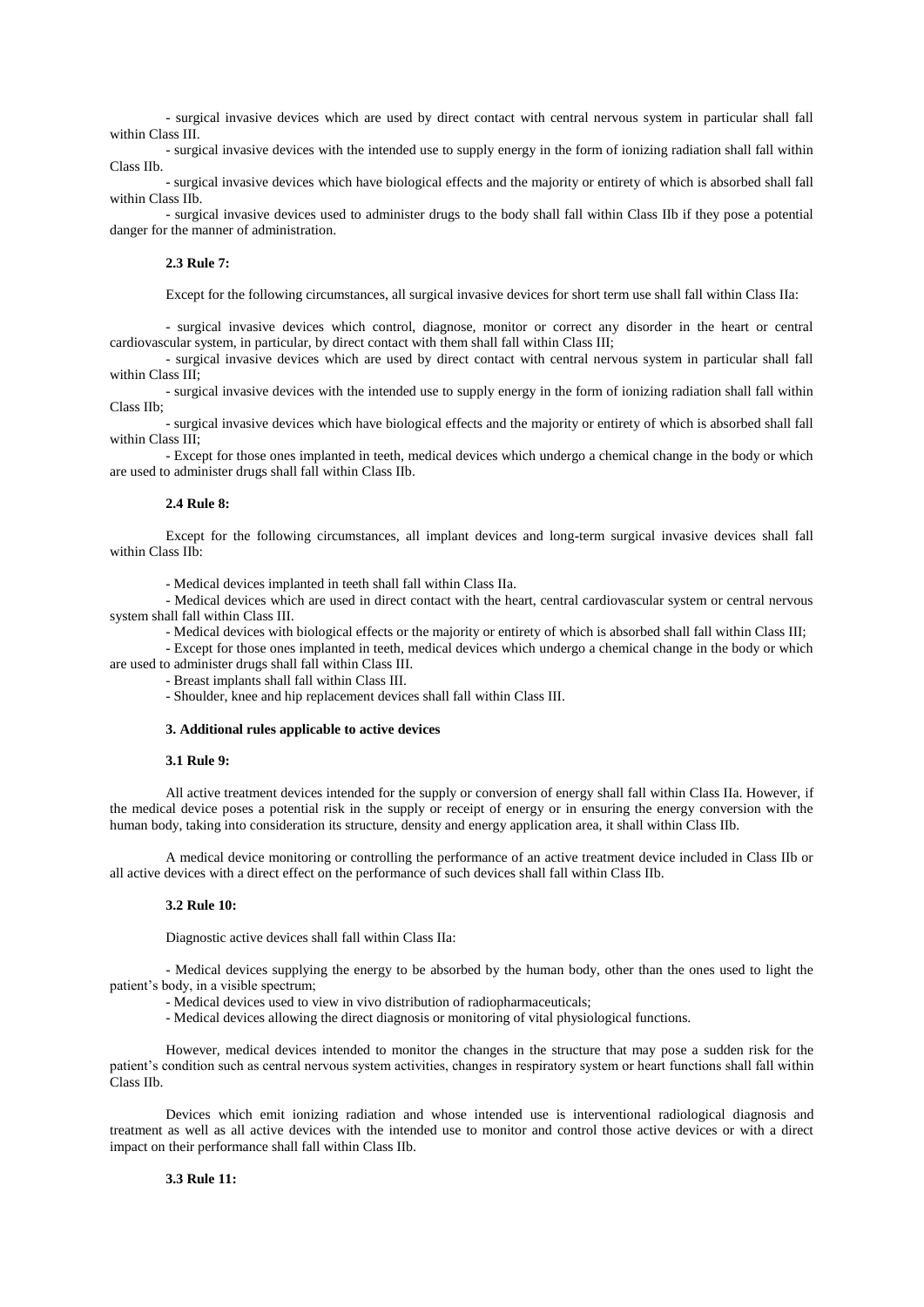- surgical invasive devices which are used by direct contact with central nervous system in particular shall fall within Class III.

- surgical invasive devices with the intended use to supply energy in the form of ionizing radiation shall fall within Class IIb.

- surgical invasive devices which have biological effects and the majority or entirety of which is absorbed shall fall within Class IIb.

- surgical invasive devices used to administer drugs to the body shall fall within Class IIb if they pose a potential danger for the manner of administration.

**2.3 Rule 7:**

Except for the following circumstances, all surgical invasive devices for short term use shall fall within Class IIa:

- surgical invasive devices which control, diagnose, monitor or correct any disorder in the heart or central cardiovascular system, in particular, by direct contact with them shall fall within Class III;

- surgical invasive devices which are used by direct contact with central nervous system in particular shall fall within Class III;

- surgical invasive devices with the intended use to supply energy in the form of ionizing radiation shall fall within Class IIb;

- surgical invasive devices which have biological effects and the majority or entirety of which is absorbed shall fall within Class III;

- Except for those ones implanted in teeth, medical devices which undergo a chemical change in the body or which are used to administer drugs shall fall within Class IIb.

**2.4 Rule 8:**

Except for the following circumstances, all implant devices and long-term surgical invasive devices shall fall within Class IIb:

- Medical devices implanted in teeth shall fall within Class IIa.

- Medical devices which are used in direct contact with the heart, central cardiovascular system or central nervous system shall fall within Class III.

- Medical devices with biological effects or the majority or entirety of which is absorbed shall fall within Class III;

- Except for those ones implanted in teeth, medical devices which undergo a chemical change in the body or which are used to administer drugs shall fall within Class III.

- Breast implants shall fall within Class III.

- Shoulder, knee and hip replacement devices shall fall within Class III.

**3. Additional rules applicable to active devices**

**3.1 Rule 9:**

All active treatment devices intended for the supply or conversion of energy shall fall within Class IIa. However, if the medical device poses a potential risk in the supply or receipt of energy or in ensuring the energy conversion with the human body, taking into consideration its structure, density and energy application area, it shall within Class IIb.

A medical device monitoring or controlling the performance of an active treatment device included in Class IIb or all active devices with a direct effect on the performance of such devices shall fall within Class IIb.

**3.2 Rule 10:**

Diagnostic active devices shall fall within Class IIa:

- Medical devices supplying the energy to be absorbed by the human body, other than the ones used to light the patient's body, in a visible spectrum;

- Medical devices used to view in vivo distribution of radiopharmaceuticals;

- Medical devices allowing the direct diagnosis or monitoring of vital physiological functions.

However, medical devices intended to monitor the changes in the structure that may pose a sudden risk for the patient's condition such as central nervous system activities, changes in respiratory system or heart functions shall fall within Class IIb.

Devices which emit ionizing radiation and whose intended use is interventional radiological diagnosis and treatment as well as all active devices with the intended use to monitor and control those active devices or with a direct impact on their performance shall fall within Class IIb.

**3.3 Rule 11:**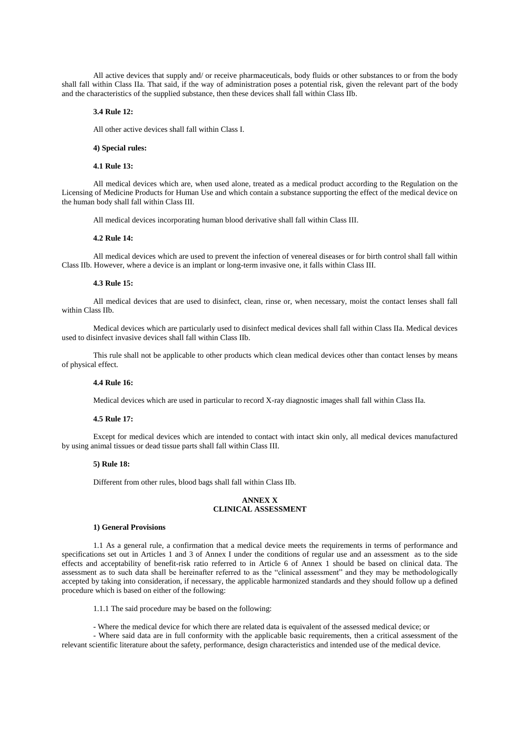All active devices that supply and/ or receive pharmaceuticals, body fluids or other substances to or from the body shall fall within Class IIa. That said, if the way of administration poses a potential risk, given the relevant part of the body and the characteristics of the supplied substance, then these devices shall fall within Class IIb.

**3.4 Rule 12:**

All other active devices shall fall within Class I.

**4) Special rules:**

**4.1 Rule 13:**

All medical devices which are, when used alone, treated as a medical product according to the Regulation on the Licensing of Medicine Products for Human Use and which contain a substance supporting the effect of the medical device on the human body shall fall within Class III.

All medical devices incorporating human blood derivative shall fall within Class III.

**4.2 Rule 14:**

All medical devices which are used to prevent the infection of venereal diseases or for birth control shall fall within Class IIb. However, where a device is an implant or long-term invasive one, it falls within Class III.

**4.3 Rule 15:**

All medical devices that are used to disinfect, clean, rinse or, when necessary, moist the contact lenses shall fall within Class IIb.

Medical devices which are particularly used to disinfect medical devices shall fall within Class IIa. Medical devices used to disinfect invasive devices shall fall within Class IIb.

This rule shall not be applicable to other products which clean medical devices other than contact lenses by means of physical effect.

**4.4 Rule 16:**

Medical devices which are used in particular to record X-ray diagnostic images shall fall within Class IIa.

**4.5 Rule 17:**

Except for medical devices which are intended to contact with intact skin only, all medical devices manufactured by using animal tissues or dead tissue parts shall fall within Class III.

**5) Rule 18:**

Different from other rules, blood bags shall fall within Class IIb.

## ANNEX X
## CLINICAL ASSESSMENT

**1) General Provisions**

1.1 As a general rule, a confirmation that a medical device meets the requirements in terms of performance and specifications set out in Articles 1 and 3 of Annex I under the conditions of regular use and an assessment as to the side effects and acceptability of benefit-risk ratio referred to in Article 6 of Annex 1 should be based on clinical data. The assessment as to such data shall be hereinafter referred to as the "clinical assessment" and they may be methodologically accepted by taking into consideration, if necessary, the applicable harmonized standards and they should follow up a defined procedure which is based on either of the following:

1.1.1 The said procedure may be based on the following:

- Where the medical device for which there are related data is equivalent of the assessed medical device; or
- Where said data are in full conformity with the applicable basic requirements, then a critical assessment of the relevant scientific literature about the safety, performance, design characteristics and intended use of the medical device.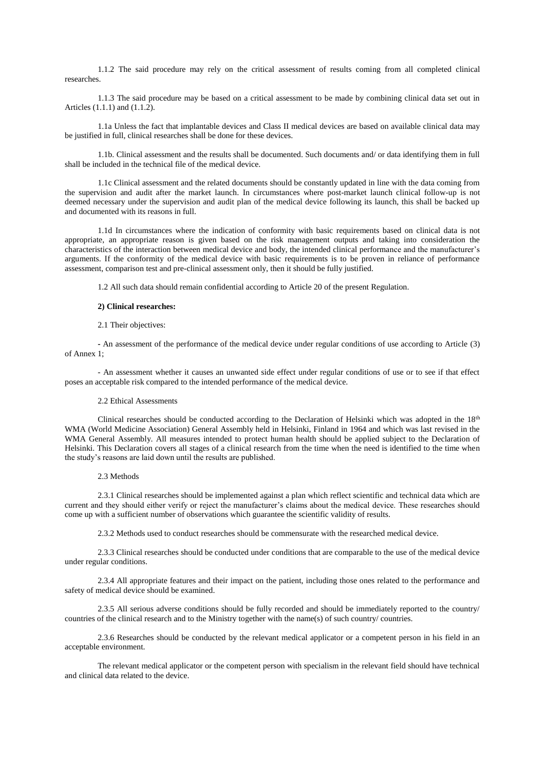1.1.2 The said procedure may rely on the critical assessment of results coming from all completed clinical researches.

1.1.3 The said procedure may be based on a critical assessment to be made by combining clinical data set out in Articles (1.1.1) and (1.1.2).

1.1a Unless the fact that implantable devices and Class II medical devices are based on available clinical data may be justified in full, clinical researches shall be done for these devices.

1.1b. Clinical assessment and the results shall be documented. Such documents and/ or data identifying them in full shall be included in the technical file of the medical device.

1.1c Clinical assessment and the related documents should be constantly updated in line with the data coming from the supervision and audit after the market launch. In circumstances where post-market launch clinical follow-up is not deemed necessary under the supervision and audit plan of the medical device following its launch, this shall be backed up and documented with its reasons in full.

1.1d In circumstances where the indication of conformity with basic requirements based on clinical data is not appropriate, an appropriate reason is given based on the risk management outputs and taking into consideration the characteristics of the interaction between medical device and body, the intended clinical performance and the manufacturer's arguments. If the conformity of the medical device with basic requirements is to be proven in reliance of performance assessment, comparison test and pre-clinical assessment only, then it should be fully justified.

1.2 All such data should remain confidential according to Article 20 of the present Regulation.

**2) Clinical researches:**

2.1 Their objectives:

- An assessment of the performance of the medical device under regular conditions of use according to Article (3) of Annex 1;

- An assessment whether it causes an unwanted side effect under regular conditions of use or to see if that effect poses an acceptable risk compared to the intended performance of the medical device.

2.2 Ethical Assessments

Clinical researches should be conducted according to the Declaration of Helsinki which was adopted in the 18th WMA (World Medicine Association) General Assembly held in Helsinki, Finland in 1964 and which was last revised in the WMA General Assembly. All measures intended to protect human health should be applied subject to the Declaration of Helsinki. This Declaration covers all stages of a clinical research from the time when the need is identified to the time when the study's reasons are laid down until the results are published.

2.3 Methods

2.3.1 Clinical researches should be implemented against a plan which reflect scientific and technical data which are current and they should either verify or reject the manufacturer's claims about the medical device. These researches should come up with a sufficient number of observations which guarantee the scientific validity of results.

2.3.2 Methods used to conduct researches should be commensurate with the researched medical device.

2.3.3 Clinical researches should be conducted under conditions that are comparable to the use of the medical device under regular conditions.

2.3.4 All appropriate features and their impact on the patient, including those ones related to the performance and safety of medical device should be examined.

2.3.5 All serious adverse conditions should be fully recorded and should be immediately reported to the country/ countries of the clinical research and to the Ministry together with the name(s) of such country/ countries.

2.3.6 Researches should be conducted by the relevant medical applicator or a competent person in his field in an acceptable environment.

The relevant medical applicator or the competent person with specialism in the relevant field should have technical and clinical data related to the device.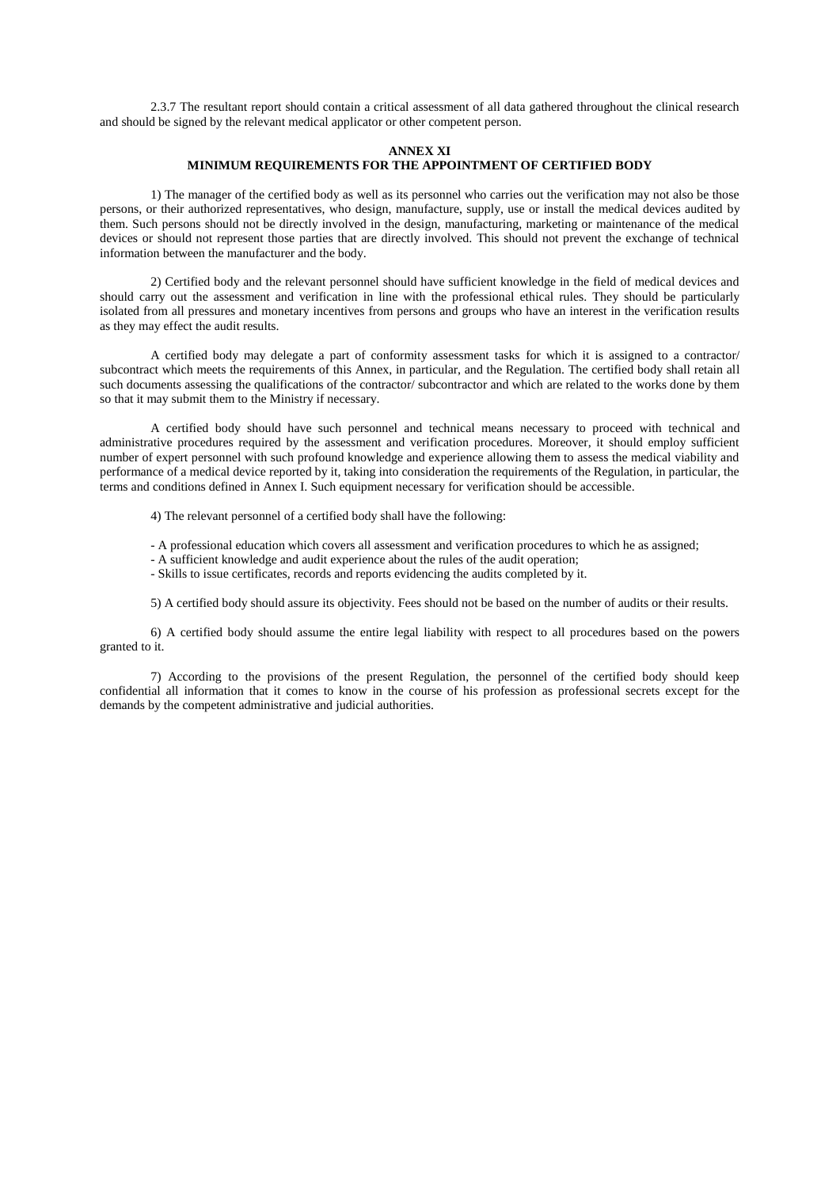2.3.7 The resultant report should contain a critical assessment of all data gathered throughout the clinical research and should be signed by the relevant medical applicator or other competent person.

## ANNEX XI
## MINIMUM REQUIREMENTS FOR THE APPOINTMENT OF CERTIFIED BODY

1) The manager of the certified body as well as its personnel who carries out the verification may not also be those persons, or their authorized representatives, who design, manufacture, supply, use or install the medical devices audited by them. Such persons should not be directly involved in the design, manufacturing, marketing or maintenance of the medical devices or should not represent those parties that are directly involved. This should not prevent the exchange of technical information between the manufacturer and the body.

2) Certified body and the relevant personnel should have sufficient knowledge in the field of medical devices and should carry out the assessment and verification in line with the professional ethical rules. They should be particularly isolated from all pressures and monetary incentives from persons and groups who have an interest in the verification results as they may effect the audit results.

A certified body may delegate a part of conformity assessment tasks for which it is assigned to a contractor/ subcontract which meets the requirements of this Annex, in particular, and the Regulation. The certified body shall retain all such documents assessing the qualifications of the contractor/ subcontractor and which are related to the works done by them so that it may submit them to the Ministry if necessary.

A certified body should have such personnel and technical means necessary to proceed with technical and administrative procedures required by the assessment and verification procedures. Moreover, it should employ sufficient number of expert personnel with such profound knowledge and experience allowing them to assess the medical viability and performance of a medical device reported by it, taking into consideration the requirements of the Regulation, in particular, the terms and conditions defined in Annex I. Such equipment necessary for verification should be accessible.

4) The relevant personnel of a certified body shall have the following:

- A professional education which covers all assessment and verification procedures to which he as assigned;
- A sufficient knowledge and audit experience about the rules of the audit operation;
- Skills to issue certificates, records and reports evidencing the audits completed by it.

5) A certified body should assure its objectivity. Fees should not be based on the number of audits or their results.

6) A certified body should assume the entire legal liability with respect to all procedures based on the powers granted to it.

7) According to the provisions of the present Regulation, the personnel of the certified body should keep confidential all information that it comes to know in the course of his profession as professional secrets except for the demands by the competent administrative and judicial authorities.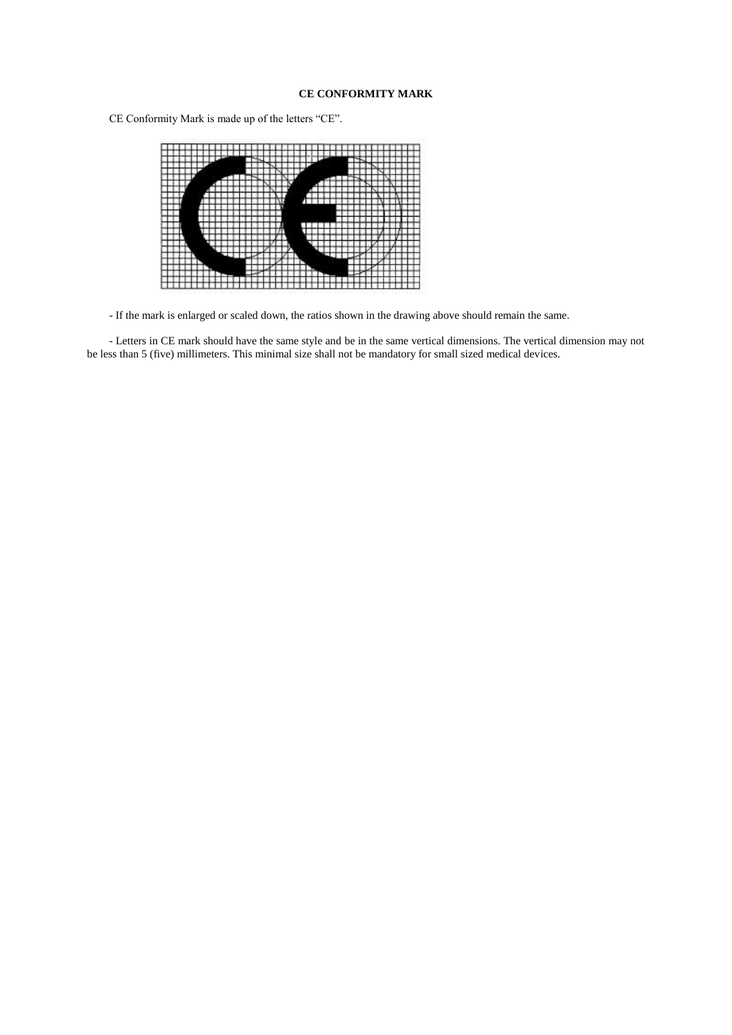**CE CONFORMITY MARK**

CE Conformity Mark is made up of the letters "CE".

- If the mark is enlarged or scaled down, the ratios shown in the drawing above should remain the same.

- Letters in CE mark should have the same style and be in the same vertical dimensions. The vertical dimension may not be less than 5 (five) millimeters. This minimal size shall not be mandatory for small sized medical devices.